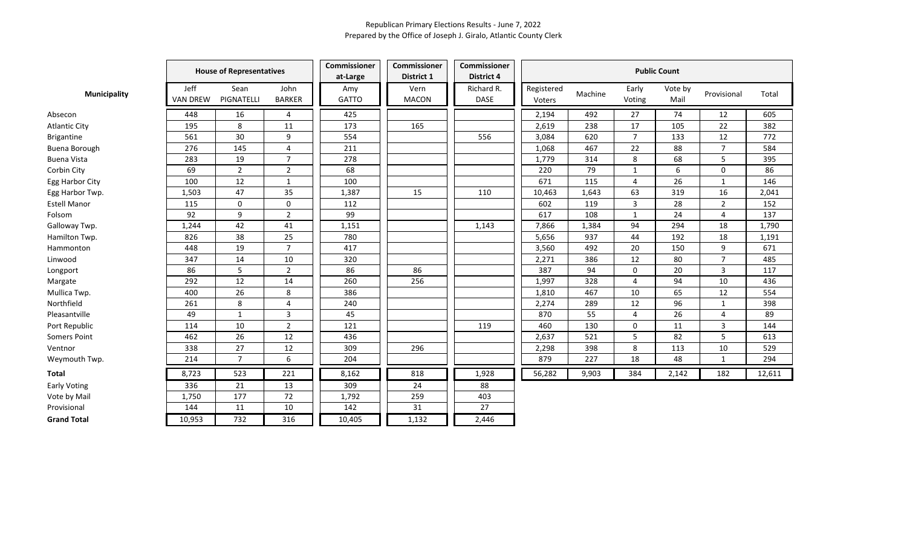Republican Primary Elections Results - June 7, 2022
Prepared by the Office of Joseph J. Giralo, Atlantic County Clerk

| Municipality | House of Representatives | | | Commissioner at-Large | Commissioner District 1 | Commissioner District 4 | Public Count | | | | | |
|---|---|---|---|---|---|---|---|---|---|---|---|---|
| | Jeff VAN DREW | Sean PIGNATELLI | John BARKER | Amy GATTO | Vern MACON | Richard R. DASE | Registered Voters | Machine | Early Voting | Vote by Mail | Provisional | Total |
| Absecon | 448 | 16 | 4 | 425 | | | 2,194 | 492 | 27 | 74 | 12 | 605 |
| Atlantic City | 195 | 8 | 11 | 173 | 165 | | 2,619 | 238 | 17 | 105 | 22 | 382 |
| Brigantine | 561 | 30 | 9 | 554 | | 556 | 3,084 | 620 | 7 | 133 | 12 | 772 |
| Buena Borough | 276 | 145 | 4 | 211 | | | 1,068 | 467 | 22 | 88 | 7 | 584 |
| Buena Vista | 283 | 19 | 7 | 278 | | | 1,779 | 314 | 8 | 68 | 5 | 395 |
| Corbin City | 69 | 2 | 2 | 68 | | | 220 | 79 | 1 | 6 | 0 | 86 |
| Egg Harbor City | 100 | 12 | 1 | 100 | | | 671 | 115 | 4 | 26 | 1 | 146 |
| Egg Harbor Twp. | 1,503 | 47 | 35 | 1,387 | 15 | 110 | 10,463 | 1,643 | 63 | 319 | 16 | 2,041 |
| Estell Manor | 115 | 0 | 0 | 112 | | | 602 | 119 | 3 | 28 | 2 | 152 |
| Folsom | 92 | 9 | 2 | 99 | | | 617 | 108 | 1 | 24 | 4 | 137 |
| Galloway Twp. | 1,244 | 42 | 41 | 1,151 | | 1,143 | 7,866 | 1,384 | 94 | 294 | 18 | 1,790 |
| Hamilton Twp. | 826 | 38 | 25 | 780 | | | 5,656 | 937 | 44 | 192 | 18 | 1,191 |
| Hammonton | 448 | 19 | 7 | 417 | | | 3,560 | 492 | 20 | 150 | 9 | 671 |
| Linwood | 347 | 14 | 10 | 320 | | | 2,271 | 386 | 12 | 80 | 7 | 485 |
| Longport | 86 | 5 | 2 | 86 | 86 | | 387 | 94 | 0 | 20 | 3 | 117 |
| Margate | 292 | 12 | 14 | 260 | 256 | | 1,997 | 328 | 4 | 94 | 10 | 436 |
| Mullica Twp. | 400 | 26 | 8 | 386 | | | 1,810 | 467 | 10 | 65 | 12 | 554 |
| Northfield | 261 | 8 | 4 | 240 | | | 2,274 | 289 | 12 | 96 | 1 | 398 |
| Pleasantville | 49 | 1 | 3 | 45 | | | 870 | 55 | 4 | 26 | 4 | 89 |
| Port Republic | 114 | 10 | 2 | 121 | | 119 | 460 | 130 | 0 | 11 | 3 | 144 |
| Somers Point | 462 | 26 | 12 | 436 | | | 2,637 | 521 | 5 | 82 | 5 | 613 |
| Ventnor | 338 | 27 | 12 | 309 | 296 | | 2,298 | 398 | 8 | 113 | 10 | 529 |
| Weymouth Twp. | 214 | 7 | 6 | 204 | | | 879 | 227 | 18 | 48 | 1 | 294 |
| **Total** | 8,723 | 523 | 221 | 8,162 | 818 | 1,928 | 56,282 | 9,903 | 384 | 2,142 | 182 | 12,611 |
| Early Voting | 336 | 21 | 13 | 309 | 24 | 88 | | | | | | |
| Vote by Mail | 1,750 | 177 | 72 | 1,792 | 259 | 403 | | | | | | |
| Provisional | 144 | 11 | 10 | 142 | 31 | 27 | | | | | | |
| **Grand Total** | 10,953 | 732 | 316 | 10,405 | 1,132 | 2,446 | | | | | | |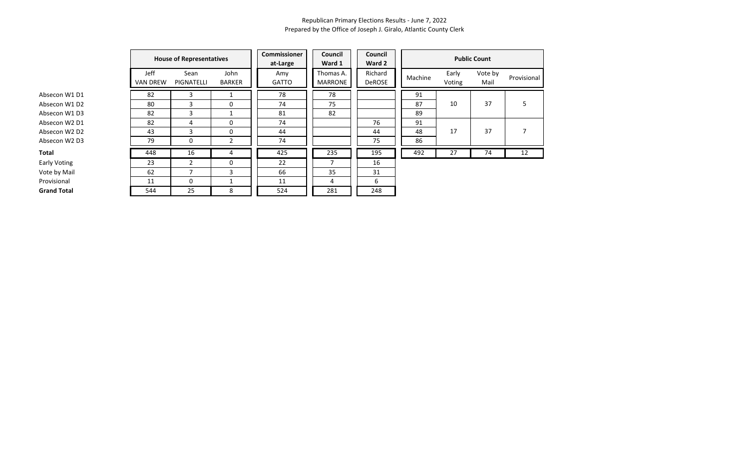Republican Primary Elections Results - June 7, 2022
Prepared by the Office of Joseph J. Giralo, Atlantic County Clerk

| | House of Representatives | | | Commissioner at-Large | Council Ward 1 | Council Ward 2 | Public Count | | | |
|---|---|---|---|---|---|---|---|---|---|---|
| | Jeff VAN DREW | Sean PIGNATELLI | John BARKER | Amy GATTO | Thomas A. MARRONE | Richard DeROSE | Machine | Early Voting | Vote by Mail | Provisional |
| Absecon W1 D1 | 82 | 3 | 1 | 78 | 78 | | 91 | 10 | 37 | 5 |
| Absecon W1 D2 | 80 | 3 | 0 | 74 | 75 | | 87 | | | |
| Absecon W1 D3 | 82 | 3 | 1 | 81 | 82 | | 89 | | | |
| Absecon W2 D1 | 82 | 4 | 0 | 74 | | 76 | 91 | 17 | 37 | 7 |
| Absecon W2 D2 | 43 | 3 | 0 | 44 | | 44 | 48 | | | |
| Absecon W2 D3 | 79 | 0 | 2 | 74 | | 75 | 86 | | | |
| **Total** | 448 | 16 | 4 | 425 | 235 | 195 | 492 | 27 | 74 | 12 |
| Early Voting | 23 | 2 | 0 | 22 | 7 | 16 | | | | |
| Vote by Mail | 62 | 7 | 3 | 66 | 35 | 31 | | | | |
| Provisional | 11 | 0 | 1 | 11 | 4 | 6 | | | | |
| **Grand Total** | 544 | 25 | 8 | 524 | 281 | 248 | | | | |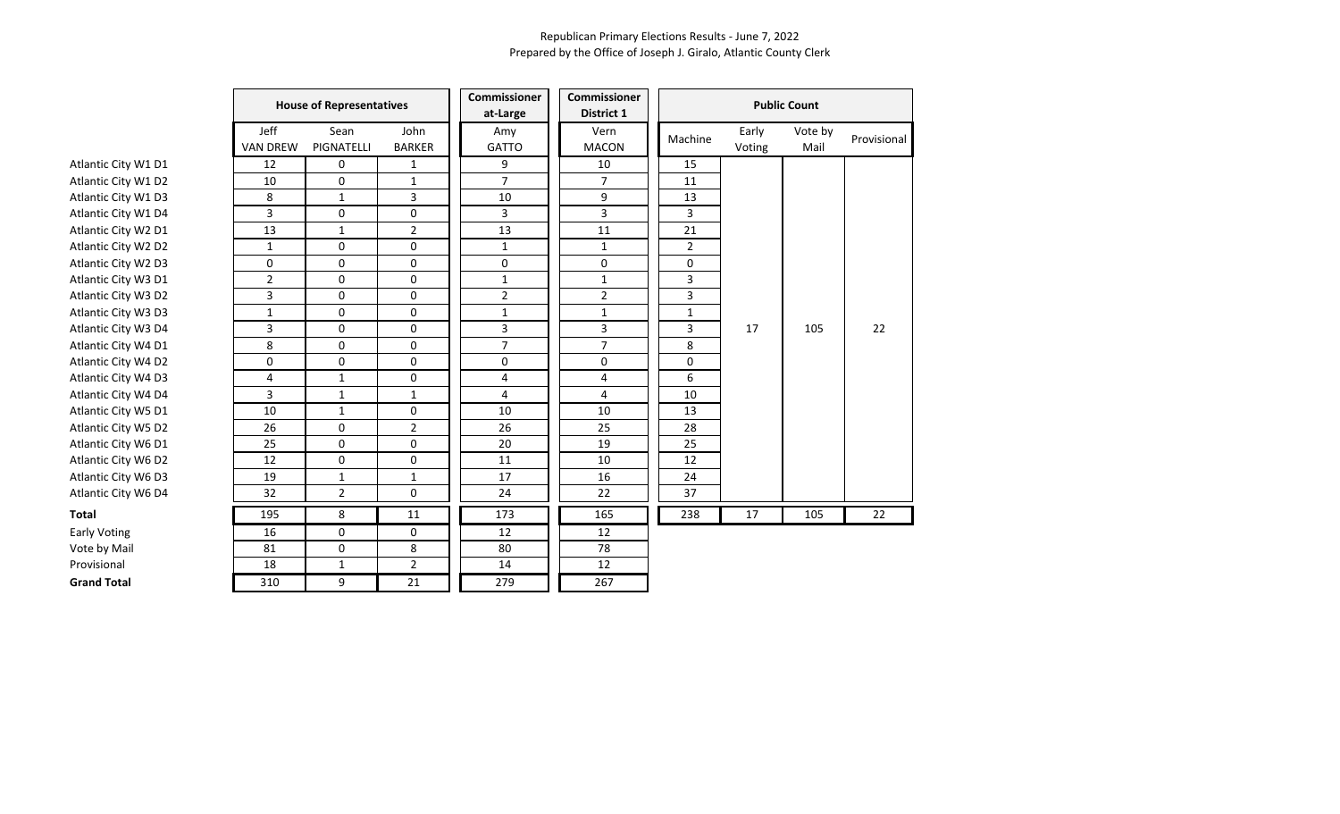Republican Primary Elections Results - June 7, 2022
Prepared by the Office of Joseph J. Giralo, Atlantic County Clerk

| | House of Representatives | | | Commissioner at-Large | Commissioner District 1 | Public Count | | | |
|---|---|---|---|---|---|---|---|---|---|
| | Jeff VAN DREW | Sean PIGNATELLI | John BARKER | Amy GATTO | Vern MACON | Machine | Early Voting | Vote by Mail | Provisional |
| Atlantic City W1 D1 | 12 | 0 | 1 | 9 | 10 | 15 | | | |
| Atlantic City W1 D2 | 10 | 0 | 1 | 7 | 7 | 11 | | | |
| Atlantic City W1 D3 | 8 | 1 | 3 | 10 | 9 | 13 | | | |
| Atlantic City W1 D4 | 3 | 0 | 0 | 3 | 3 | 3 | | | |
| Atlantic City W2 D1 | 13 | 1 | 2 | 13 | 11 | 21 | | | |
| Atlantic City W2 D2 | 1 | 0 | 0 | 1 | 1 | 2 | | | |
| Atlantic City W2 D3 | 0 | 0 | 0 | 0 | 0 | 0 | | | |
| Atlantic City W3 D1 | 2 | 0 | 0 | 1 | 1 | 3 | | | |
| Atlantic City W3 D2 | 3 | 0 | 0 | 2 | 2 | 3 | | | |
| Atlantic City W3 D3 | 1 | 0 | 0 | 1 | 1 | 1 | | | |
| Atlantic City W3 D4 | 3 | 0 | 0 | 3 | 3 | 3 | 17 | 105 | 22 |
| Atlantic City W4 D1 | 8 | 0 | 0 | 7 | 7 | 8 | | | |
| Atlantic City W4 D2 | 0 | 0 | 0 | 0 | 0 | 0 | | | |
| Atlantic City W4 D3 | 4 | 1 | 0 | 4 | 4 | 6 | | | |
| Atlantic City W4 D4 | 3 | 1 | 1 | 4 | 4 | 10 | | | |
| Atlantic City W5 D1 | 10 | 1 | 0 | 10 | 10 | 13 | | | |
| Atlantic City W5 D2 | 26 | 0 | 2 | 26 | 25 | 28 | | | |
| Atlantic City W6 D1 | 25 | 0 | 0 | 20 | 19 | 25 | | | |
| Atlantic City W6 D2 | 12 | 0 | 0 | 11 | 10 | 12 | | | |
| Atlantic City W6 D3 | 19 | 1 | 1 | 17 | 16 | 24 | | | |
| Atlantic City W6 D4 | 32 | 2 | 0 | 24 | 22 | 37 | | | |
| **Total** | 195 | 8 | 11 | 173 | 165 | 238 | 17 | 105 | 22 |
| Early Voting | 16 | 0 | 0 | 12 | 12 | | | | |
| Vote by Mail | 81 | 0 | 8 | 80 | 78 | | | | |
| Provisional | 18 | 1 | 2 | 14 | 12 | | | | |
| **Grand Total** | 310 | 9 | 21 | 279 | 267 | | | | |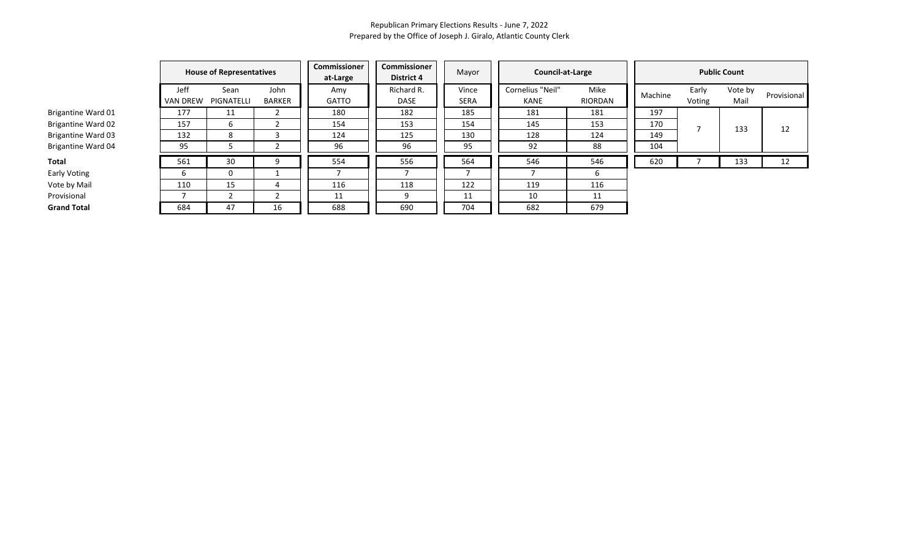Republican Primary Elections Results - June 7, 2022
Prepared by the Office of Joseph J. Giralo, Atlantic County Clerk

| | House of Representatives | | | Commissioner at-Large | Commissioner District 4 | Mayor | Council-at-Large | | Public Count | | | |
|---|---|---|---|---|---|---|---|---|---|---|---|---|
| | Jeff VAN DREW | Sean PIGNATELLI | John BARKER | Amy GATTO | Richard R. DASE | Vince SERA | Cornelius "Neil" KANE | Mike RIORDAN | Machine | Early Voting | Vote by Mail | Provisional |
| Brigantine Ward 01 | 177 | 11 | 2 | 180 | 182 | 185 | 181 | 181 | 197 | 7 | 133 | 12 |
| Brigantine Ward 02 | 157 | 6 | 2 | 154 | 153 | 154 | 145 | 153 | 170 | | | |
| Brigantine Ward 03 | 132 | 8 | 3 | 124 | 125 | 130 | 128 | 124 | 149 | | | |
| Brigantine Ward 04 | 95 | 5 | 2 | 96 | 96 | 95 | 92 | 88 | 104 | | | |
| **Total** | 561 | 30 | 9 | 554 | 556 | 564 | 546 | 546 | 620 | 7 | 133 | 12 |
| Early Voting | 6 | 0 | 1 | 7 | 7 | 7 | 7 | 6 | | | | |
| Vote by Mail | 110 | 15 | 4 | 116 | 118 | 122 | 119 | 116 | | | | |
| Provisional | 7 | 2 | 2 | 11 | 9 | 11 | 10 | 11 | | | | |
| **Grand Total** | 684 | 47 | 16 | 688 | 690 | 704 | 682 | 679 | | | | |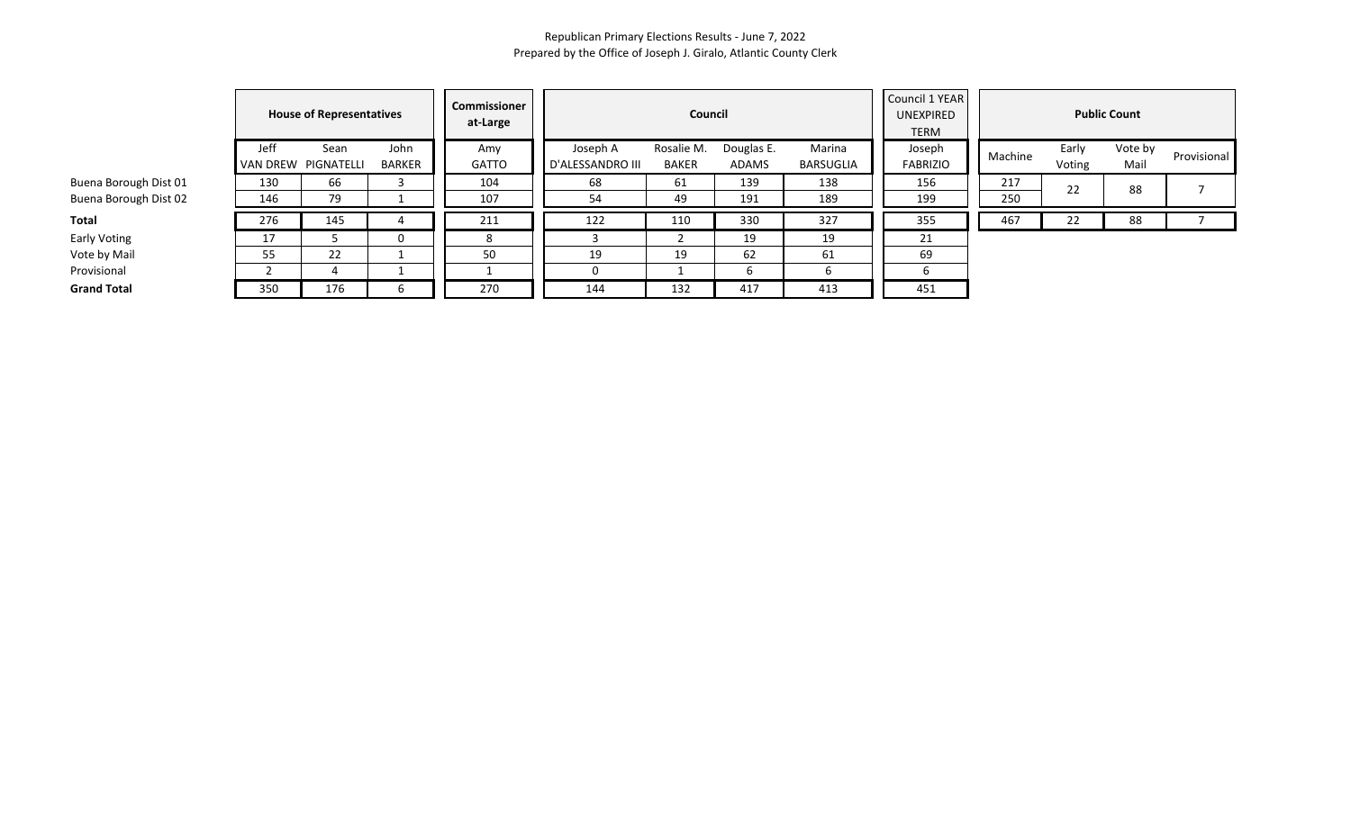Republican Primary Elections Results - June 7, 2022
Prepared by the Office of Joseph J. Giralo, Atlantic County Clerk

| | House of Representatives | | | Commissioner at-Large | Council | | | | Council 1 YEAR UNEXPIRED TERM | Public Count | | | |
|---|---|---|---|---|---|---|---|---|---|---|---|---|---|
| | Jeff VAN DREW | Sean PIGNATELLI | John BARKER | Amy GATTO | Joseph A D'ALESSANDRO III | Rosalie M. BAKER | Douglas E. ADAMS | Marina BARSUGLIA | Joseph FABRIZIO | Machine | Early Voting | Vote by Mail | Provisional |
| Buena Borough Dist 01 | 130 | 66 | 3 | 104 | 68 | 61 | 139 | 138 | 156 | 217 | 22 | 88 | 7 |
| Buena Borough Dist 02 | 146 | 79 | 1 | 107 | 54 | 49 | 191 | 189 | 199 | 250 | | | |
| **Total** | 276 | 145 | 4 | 211 | 122 | 110 | 330 | 327 | 355 | 467 | 22 | 88 | 7 |
| Early Voting | 17 | 5 | 0 | 8 | 3 | 2 | 19 | 19 | 21 | | | | |
| Vote by Mail | 55 | 22 | 1 | 50 | 19 | 19 | 62 | 61 | 69 | | | | |
| Provisional | 2 | 4 | 1 | 1 | 0 | 1 | 6 | 6 | 6 | | | | |
| **Grand Total** | 350 | 176 | 6 | 270 | 144 | 132 | 417 | 413 | 451 | | | | |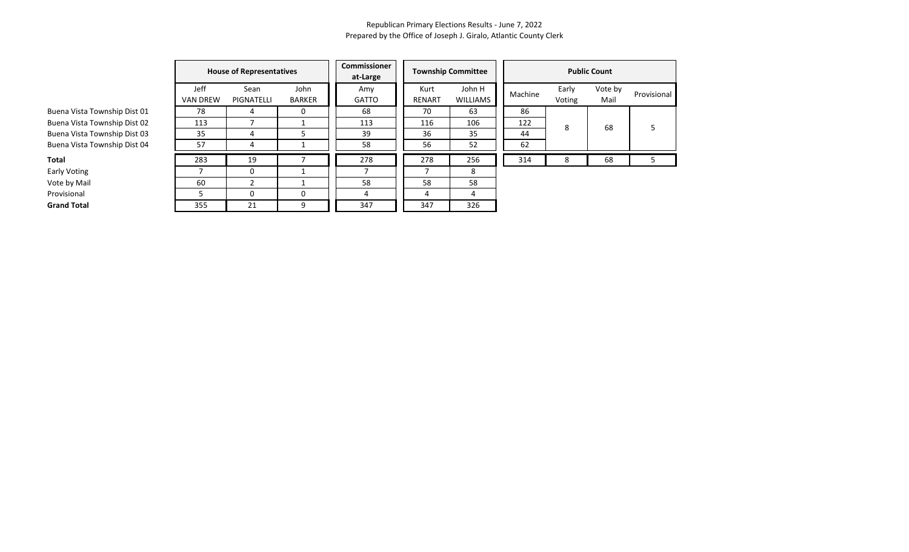Republican Primary Elections Results - June 7, 2022
Prepared by the Office of Joseph J. Giralo, Atlantic County Clerk

| | House of Representatives | | | Commissioner at-Large | Township Committee | | Public Count | | | |
|---|---|---|---|---|---|---|---|---|---|---|
| | Jeff VAN DREW | Sean PIGNATELLI | John BARKER | Amy GATTO | Kurt RENART | John H WILLIAMS | Machine | Early Voting | Vote by Mail | Provisional |
| Buena Vista Township Dist 01 | 78 | 4 | 0 | 68 | 70 | 63 | 86 | 8 | 68 | 5 |
| Buena Vista Township Dist 02 | 113 | 7 | 1 | 113 | 116 | 106 | 122 | | | |
| Buena Vista Township Dist 03 | 35 | 4 | 5 | 39 | 36 | 35 | 44 | | | |
| Buena Vista Township Dist 04 | 57 | 4 | 1 | 58 | 56 | 52 | 62 | | | |
| **Total** | 283 | 19 | 7 | 278 | 278 | 256 | 314 | 8 | 68 | 5 |
| Early Voting | 7 | 0 | 1 | 7 | 7 | 8 | | | | |
| Vote by Mail | 60 | 2 | 1 | 58 | 58 | 58 | | | | |
| Provisional | 5 | 0 | 0 | 4 | 4 | 4 | | | | |
| **Grand Total** | 355 | 21 | 9 | 347 | 347 | 326 | | | | |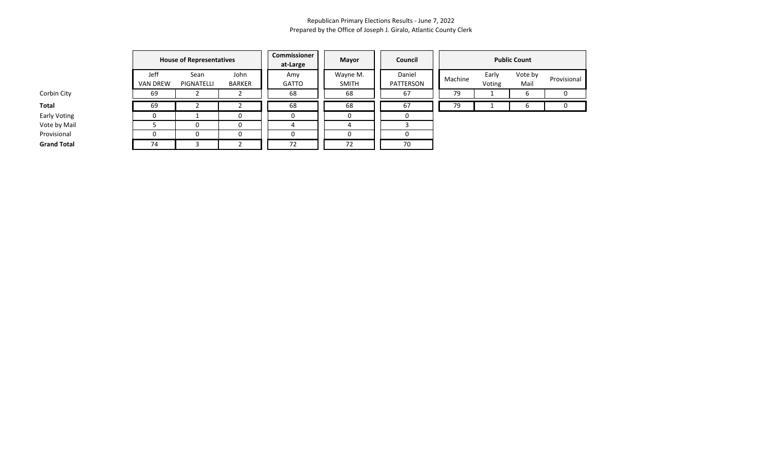Republican Primary Elections Results - June 7, 2022
Prepared by the Office of Joseph J. Giralo, Atlantic County Clerk

| | House of Representatives | | | Commissioner at-Large | Mayor | Council | Public Count | | | |
|---|---|---|---|---|---|---|---|---|---|---|
| | Jeff VAN DREW | Sean PIGNATELLI | John BARKER | Amy GATTO | Wayne M. SMITH | Daniel PATTERSON | Machine | Early Voting | Vote by Mail | Provisional |
| Corbin City | 69 | 2 | 2 | 68 | 68 | 67 | 79 | 1 | 6 | 0 |
| **Total** | 69 | 2 | 2 | 68 | 68 | 67 | 79 | 1 | 6 | 0 |
| Early Voting | 0 | 1 | 0 | 0 | 0 | 0 | | | | |
| Vote by Mail | 5 | 0 | 0 | 4 | 4 | 3 | | | | |
| Provisional | 0 | 0 | 0 | 0 | 0 | 0 | | | | |
| **Grand Total** | 74 | 3 | 2 | 72 | 72 | 70 | | | | |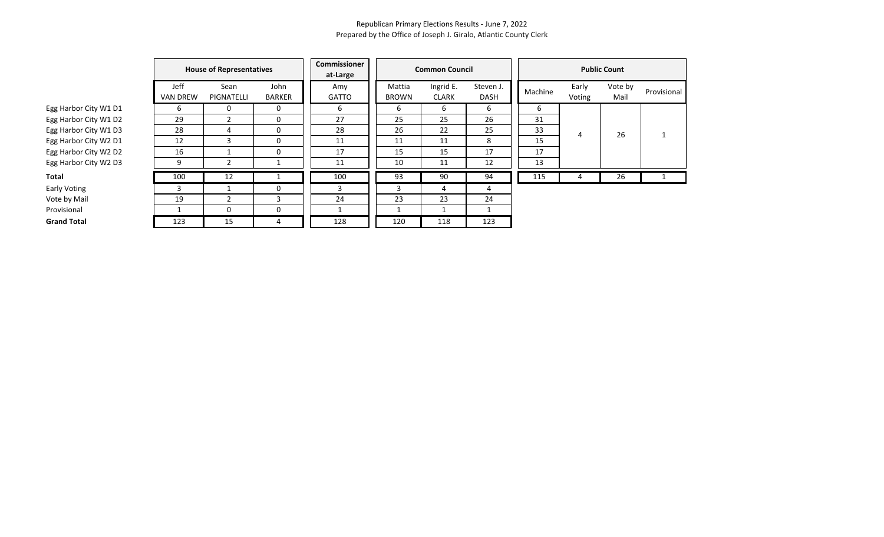Republican Primary Elections Results - June 7, 2022
Prepared by the Office of Joseph J. Giralo, Atlantic County Clerk

| | House of Representatives | | | Commissioner at-Large | Common Council | | | Public Count | | | |
|---|---|---|---|---|---|---|---|---|---|---|---|
| | Jeff VAN DREW | Sean PIGNATELLI | John BARKER | Amy GATTO | Mattia BROWN | Ingrid E. CLARK | Steven J. DASH | Machine | Early Voting | Vote by Mail | Provisional |
| Egg Harbor City W1 D1 | 6 | 0 | 0 | 6 | 6 | 6 | 6 | 6 | 4 | 26 | 1 |
| Egg Harbor City W1 D2 | 29 | 2 | 0 | 27 | 25 | 25 | 26 | 31 | | | |
| Egg Harbor City W1 D3 | 28 | 4 | 0 | 28 | 26 | 22 | 25 | 33 | | | |
| Egg Harbor City W2 D1 | 12 | 3 | 0 | 11 | 11 | 11 | 8 | 15 | | | |
| Egg Harbor City W2 D2 | 16 | 1 | 0 | 17 | 15 | 15 | 17 | 17 | | | |
| Egg Harbor City W2 D3 | 9 | 2 | 1 | 11 | 10 | 11 | 12 | 13 | | | |
| **Total** | 100 | 12 | 1 | 100 | 93 | 90 | 94 | 115 | 4 | 26 | 1 |
| Early Voting | 3 | 1 | 0 | 3 | 3 | 4 | 4 | | | | |
| Vote by Mail | 19 | 2 | 3 | 24 | 23 | 23 | 24 | | | | |
| Provisional | 1 | 0 | 0 | 1 | 1 | 1 | 1 | | | | |
| **Grand Total** | 123 | 15 | 4 | 128 | 120 | 118 | 123 | | | | |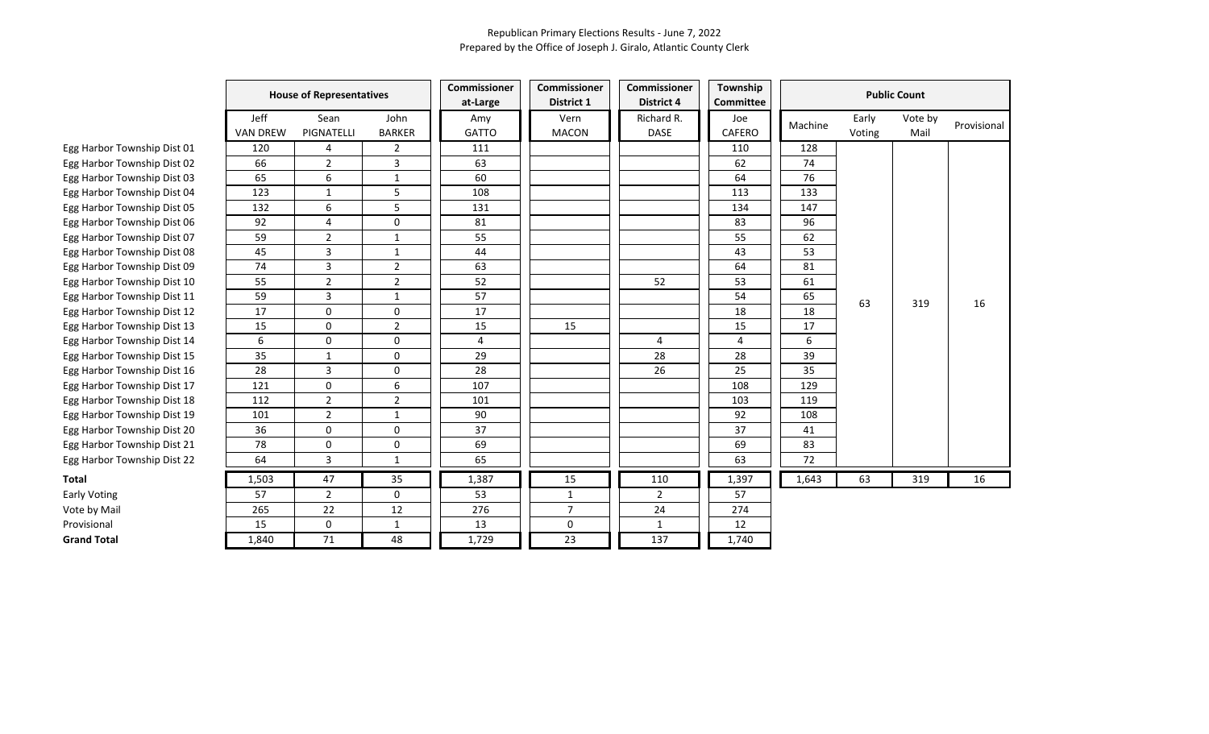Republican Primary Elections Results - June 7, 2022
Prepared by the Office of Joseph J. Giralo, Atlantic County Clerk

| | House of Representatives | | | Commissioner at-Large | Commissioner District 1 | Commissioner District 4 | Township Committee | Public Count | | | |
|---|---|---|---|---|---|---|---|---|---|---|---|
| | Jeff VAN DREW | Sean PIGNATELLI | John BARKER | Amy GATTO | Vern MACON | Richard R. DASE | Joe CAFERO | Machine | Early Voting | Vote by Mail | Provisional |
| Egg Harbor Township Dist 01 | 120 | 4 | 2 | 111 | | | 110 | 128 | 63 | 319 | 16 |
| Egg Harbor Township Dist 02 | 66 | 2 | 3 | 63 | | | 62 | 74 | | | |
| Egg Harbor Township Dist 03 | 65 | 6 | 1 | 60 | | | 64 | 76 | | | |
| Egg Harbor Township Dist 04 | 123 | 1 | 5 | 108 | | | 113 | 133 | | | |
| Egg Harbor Township Dist 05 | 132 | 6 | 5 | 131 | | | 134 | 147 | | | |
| Egg Harbor Township Dist 06 | 92 | 4 | 0 | 81 | | | 83 | 96 | | | |
| Egg Harbor Township Dist 07 | 59 | 2 | 1 | 55 | | | 55 | 62 | | | |
| Egg Harbor Township Dist 08 | 45 | 3 | 1 | 44 | | | 43 | 53 | | | |
| Egg Harbor Township Dist 09 | 74 | 3 | 2 | 63 | | | 64 | 81 | | | |
| Egg Harbor Township Dist 10 | 55 | 2 | 2 | 52 | | 52 | 53 | 61 | | | |
| Egg Harbor Township Dist 11 | 59 | 3 | 1 | 57 | | | 54 | 65 | | | |
| Egg Harbor Township Dist 12 | 17 | 0 | 0 | 17 | | | 18 | 18 | | | |
| Egg Harbor Township Dist 13 | 15 | 0 | 2 | 15 | 15 | | 15 | 17 | | | |
| Egg Harbor Township Dist 14 | 6 | 0 | 0 | 4 | | 4 | 4 | 6 | | | |
| Egg Harbor Township Dist 15 | 35 | 1 | 0 | 29 | | 28 | 28 | 39 | | | |
| Egg Harbor Township Dist 16 | 28 | 3 | 0 | 28 | | 26 | 25 | 35 | | | |
| Egg Harbor Township Dist 17 | 121 | 0 | 6 | 107 | | | 108 | 129 | | | |
| Egg Harbor Township Dist 18 | 112 | 2 | 2 | 101 | | | 103 | 119 | | | |
| Egg Harbor Township Dist 19 | 101 | 2 | 1 | 90 | | | 92 | 108 | | | |
| Egg Harbor Township Dist 20 | 36 | 0 | 0 | 37 | | | 37 | 41 | | | |
| Egg Harbor Township Dist 21 | 78 | 0 | 0 | 69 | | | 69 | 83 | | | |
| Egg Harbor Township Dist 22 | 64 | 3 | 1 | 65 | | | 63 | 72 | | | |
| **Total** | 1,503 | 47 | 35 | 1,387 | 15 | 110 | 1,397 | 1,643 | 63 | 319 | 16 |
| Early Voting | 57 | 2 | 0 | 53 | 1 | 2 | 57 | | | | |
| Vote by Mail | 265 | 22 | 12 | 276 | 7 | 24 | 274 | | | | |
| Provisional | 15 | 0 | 1 | 13 | 0 | 1 | 12 | | | | |
| **Grand Total** | 1,840 | 71 | 48 | 1,729 | 23 | 137 | 1,740 | | | | |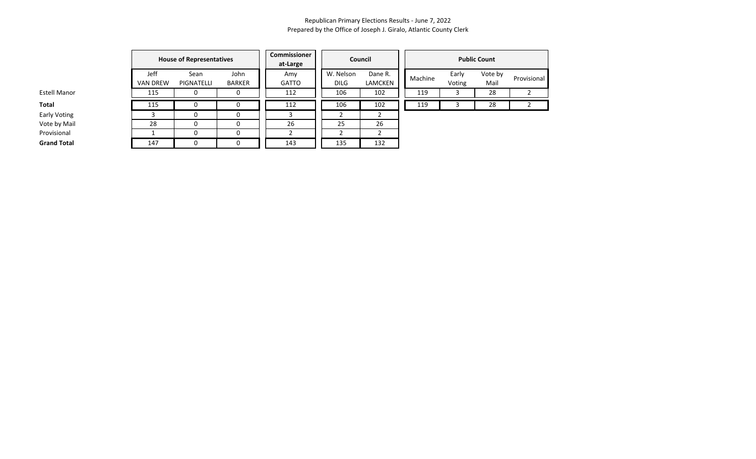Republican Primary Elections Results - June 7, 2022
Prepared by the Office of Joseph J. Giralo, Atlantic County Clerk

| | House of Representatives | | | Commissioner at-Large | Council | | Public Count | | | |
|---|---|---|---|---|---|---|---|---|---|---|
| | Jeff VAN DREW | Sean PIGNATELLI | John BARKER | Amy GATTO | W. Nelson DILG | Dane R. LAMCKEN | Machine | Early Voting | Vote by Mail | Provisional |
| Estell Manor | 115 | 0 | 0 | 112 | 106 | 102 | 119 | 3 | 28 | 2 |
| **Total** | 115 | 0 | 0 | 112 | 106 | 102 | 119 | 3 | 28 | 2 |
| Early Voting | 3 | 0 | 0 | 3 | 2 | 2 | | | | |
| Vote by Mail | 28 | 0 | 0 | 26 | 25 | 26 | | | | |
| Provisional | 1 | 0 | 0 | 2 | 2 | 2 | | | | |
| **Grand Total** | 147 | 0 | 0 | 143 | 135 | 132 | | | | |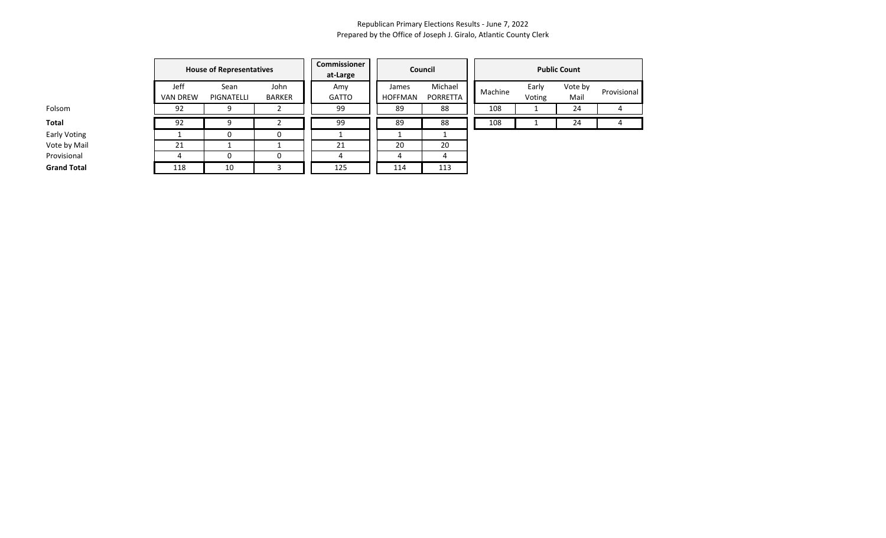Republican Primary Elections Results - June 7, 2022
Prepared by the Office of Joseph J. Giralo, Atlantic County Clerk

| | House of Representatives | | | Commissioner at-Large | Council | | Public Count | | | |
|---|---|---|---|---|---|---|---|---|---|---|
| | Jeff VAN DREW | Sean PIGNATELLI | John BARKER | Amy GATTO | James HOFFMAN | Michael PORRETTA | Machine | Early Voting | Vote by Mail | Provisional |
| Folsom | 92 | 9 | 2 | 99 | 89 | 88 | 108 | 1 | 24 | 4 |
| **Total** | 92 | 9 | 2 | 99 | 89 | 88 | 108 | 1 | 24 | 4 |
| Early Voting | 1 | 0 | 0 | 1 | 1 | 1 | | | | |
| Vote by Mail | 21 | 1 | 1 | 21 | 20 | 20 | | | | |
| Provisional | 4 | 0 | 0 | 4 | 4 | 4 | | | | |
| **Grand Total** | 118 | 10 | 3 | 125 | 114 | 113 | | | | |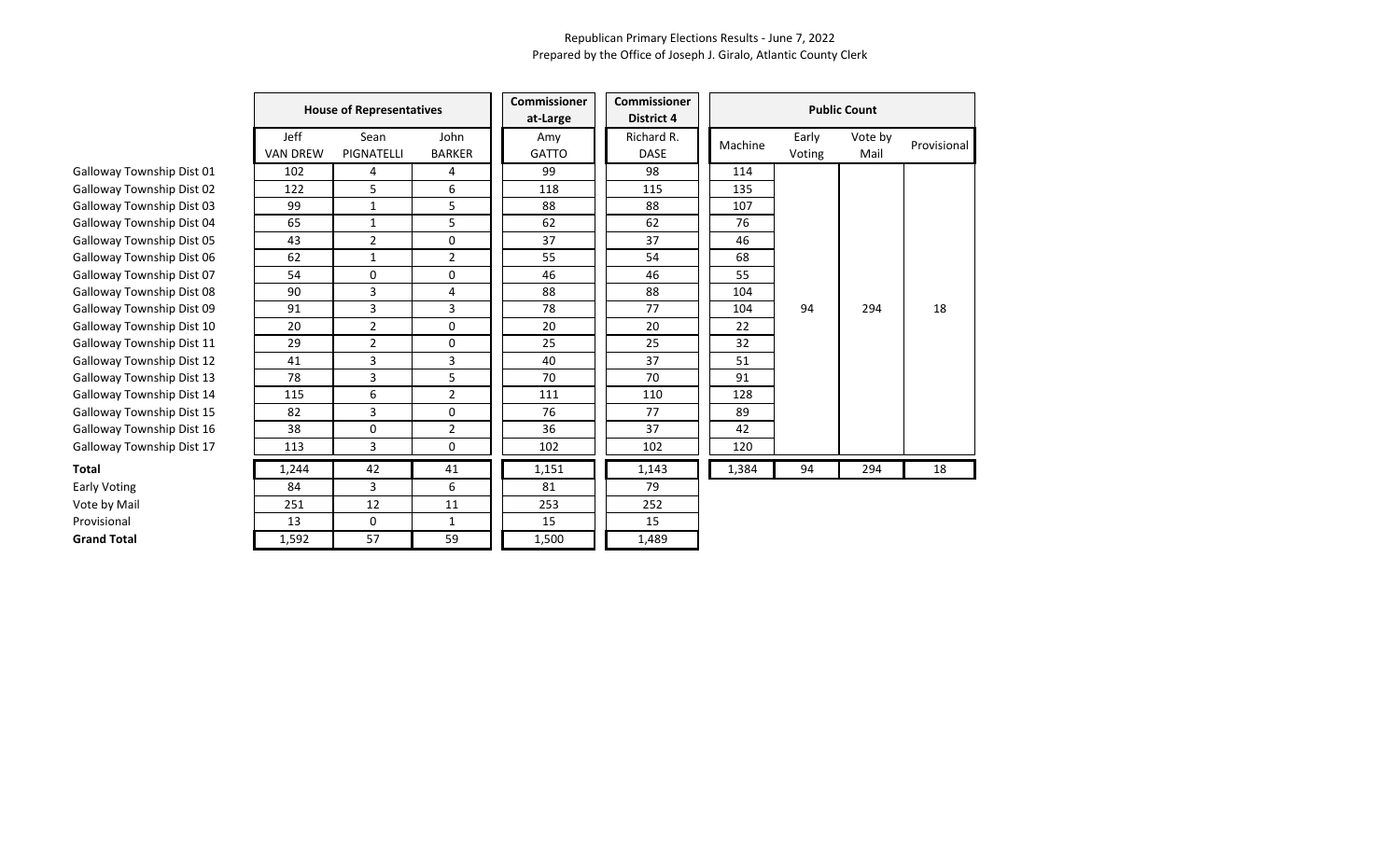Republican Primary Elections Results - June 7, 2022
Prepared by the Office of Joseph J. Giralo, Atlantic County Clerk

| | House of Representatives | | | Commissioner at-Large | Commissioner District 4 | Public Count | | | |
|---|---|---|---|---|---|---|---|---|---|
| | Jeff VAN DREW | Sean PIGNATELLI | John BARKER | Amy GATTO | Richard R. DASE | Machine | Early Voting | Vote by Mail | Provisional |
| Galloway Township Dist 01 | 102 | 4 | 4 | 99 | 98 | 114 | 94 | 294 | 18 |
| Galloway Township Dist 02 | 122 | 5 | 6 | 118 | 115 | 135 | | | |
| Galloway Township Dist 03 | 99 | 1 | 5 | 88 | 88 | 107 | | | |
| Galloway Township Dist 04 | 65 | 1 | 5 | 62 | 62 | 76 | | | |
| Galloway Township Dist 05 | 43 | 2 | 0 | 37 | 37 | 46 | | | |
| Galloway Township Dist 06 | 62 | 1 | 2 | 55 | 54 | 68 | | | |
| Galloway Township Dist 07 | 54 | 0 | 0 | 46 | 46 | 55 | | | |
| Galloway Township Dist 08 | 90 | 3 | 4 | 88 | 88 | 104 | | | |
| Galloway Township Dist 09 | 91 | 3 | 3 | 78 | 77 | 104 | | | |
| Galloway Township Dist 10 | 20 | 2 | 0 | 20 | 20 | 22 | | | |
| Galloway Township Dist 11 | 29 | 2 | 0 | 25 | 25 | 32 | | | |
| Galloway Township Dist 12 | 41 | 3 | 3 | 40 | 37 | 51 | | | |
| Galloway Township Dist 13 | 78 | 3 | 5 | 70 | 70 | 91 | | | |
| Galloway Township Dist 14 | 115 | 6 | 2 | 111 | 110 | 128 | | | |
| Galloway Township Dist 15 | 82 | 3 | 0 | 76 | 77 | 89 | | | |
| Galloway Township Dist 16 | 38 | 0 | 2 | 36 | 37 | 42 | | | |
| Galloway Township Dist 17 | 113 | 3 | 0 | 102 | 102 | 120 | | | |
| **Total** | 1,244 | 42 | 41 | 1,151 | 1,143 | 1,384 | 94 | 294 | 18 |
| Early Voting | 84 | 3 | 6 | 81 | 79 | | | | |
| Vote by Mail | 251 | 12 | 11 | 253 | 252 | | | | |
| Provisional | 13 | 0 | 1 | 15 | 15 | | | | |
| **Grand Total** | 1,592 | 57 | 59 | 1,500 | 1,489 | | | | |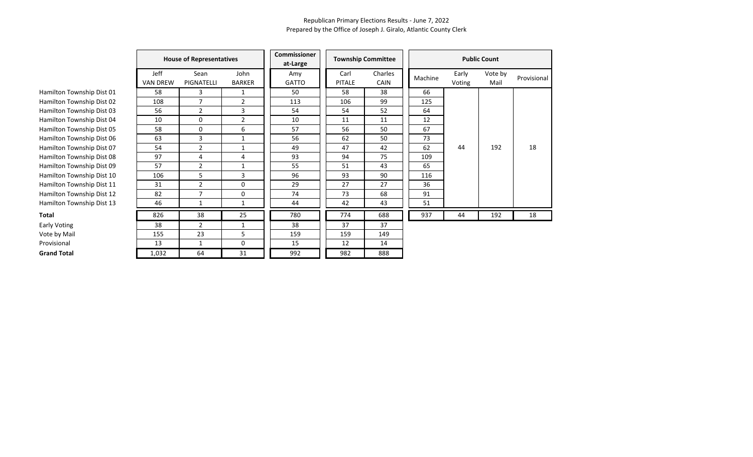Republican Primary Elections Results - June 7, 2022
Prepared by the Office of Joseph J. Giralo, Atlantic County Clerk

| | House of Representatives | | | Commissioner at-Large | Township Committee | | Public Count | | | |
|---|---|---|---|---|---|---|---|---|---|---|
| | Jeff VAN DREW | Sean PIGNATELLI | John BARKER | Amy GATTO | Carl PITALE | Charles CAIN | Machine | Early Voting | Vote by Mail | Provisional |
| Hamilton Township Dist 01 | 58 | 3 | 1 | 50 | 58 | 38 | 66 | | | |
| Hamilton Township Dist 02 | 108 | 7 | 2 | 113 | 106 | 99 | 125 | | | |
| Hamilton Township Dist 03 | 56 | 2 | 3 | 54 | 54 | 52 | 64 | | | |
| Hamilton Township Dist 04 | 10 | 0 | 2 | 10 | 11 | 11 | 12 | | | |
| Hamilton Township Dist 05 | 58 | 0 | 6 | 57 | 56 | 50 | 67 | | | |
| Hamilton Township Dist 06 | 63 | 3 | 1 | 56 | 62 | 50 | 73 | | | |
| Hamilton Township Dist 07 | 54 | 2 | 1 | 49 | 47 | 42 | 62 | 44 | 192 | 18 |
| Hamilton Township Dist 08 | 97 | 4 | 4 | 93 | 94 | 75 | 109 | | | |
| Hamilton Township Dist 09 | 57 | 2 | 1 | 55 | 51 | 43 | 65 | | | |
| Hamilton Township Dist 10 | 106 | 5 | 3 | 96 | 93 | 90 | 116 | | | |
| Hamilton Township Dist 11 | 31 | 2 | 0 | 29 | 27 | 27 | 36 | | | |
| Hamilton Township Dist 12 | 82 | 7 | 0 | 74 | 73 | 68 | 91 | | | |
| Hamilton Township Dist 13 | 46 | 1 | 1 | 44 | 42 | 43 | 51 | | | |
| **Total** | 826 | 38 | 25 | 780 | 774 | 688 | 937 | 44 | 192 | 18 |
| Early Voting | 38 | 2 | 1 | 38 | 37 | 37 | | | | |
| Vote by Mail | 155 | 23 | 5 | 159 | 159 | 149 | | | | |
| Provisional | 13 | 1 | 0 | 15 | 12 | 14 | | | | |
| **Grand Total** | 1,032 | 64 | 31 | 992 | 982 | 888 | | | | |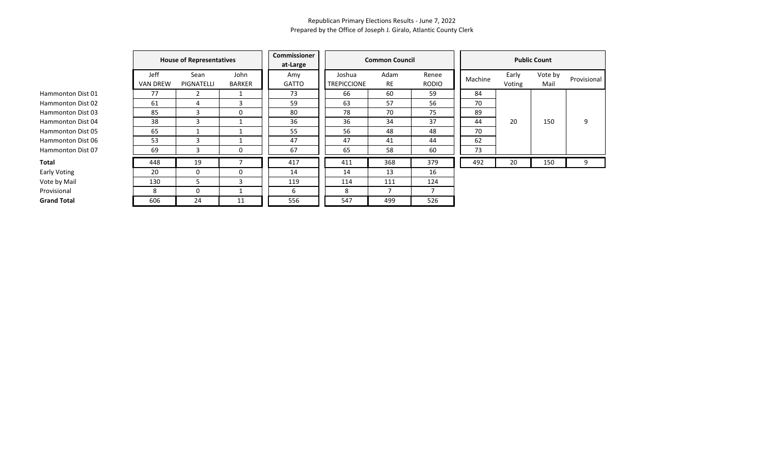Republican Primary Elections Results - June 7, 2022
Prepared by the Office of Joseph J. Giralo, Atlantic County Clerk

| | House of Representatives | | | Commissioner at-Large | Common Council | | | Public Count | | | |
|---|---|---|---|---|---|---|---|---|---|---|---|
| | Jeff VAN DREW | Sean PIGNATELLI | John BARKER | Amy GATTO | Joshua TREPICCIONE | Adam RE | Renee RODIO | Machine | Early Voting | Vote by Mail | Provisional |
| Hammonton Dist 01 | 77 | 2 | 1 | 73 | 66 | 60 | 59 | 84 | | | |
| Hammonton Dist 02 | 61 | 4 | 3 | 59 | 63 | 57 | 56 | 70 | | | |
| Hammonton Dist 03 | 85 | 3 | 0 | 80 | 78 | 70 | 75 | 89 | | | |
| Hammonton Dist 04 | 38 | 3 | 1 | 36 | 36 | 34 | 37 | 44 | 20 | 150 | 9 |
| Hammonton Dist 05 | 65 | 1 | 1 | 55 | 56 | 48 | 48 | 70 | | | |
| Hammonton Dist 06 | 53 | 3 | 1 | 47 | 47 | 41 | 44 | 62 | | | |
| Hammonton Dist 07 | 69 | 3 | 0 | 67 | 65 | 58 | 60 | 73 | | | |
| **Total** | 448 | 19 | 7 | 417 | 411 | 368 | 379 | 492 | 20 | 150 | 9 |
| Early Voting | 20 | 0 | 0 | 14 | 14 | 13 | 16 | | | | |
| Vote by Mail | 130 | 5 | 3 | 119 | 114 | 111 | 124 | | | | |
| Provisional | 8 | 0 | 1 | 6 | 8 | 7 | 7 | | | | |
| **Grand Total** | 606 | 24 | 11 | 556 | 547 | 499 | 526 | | | | |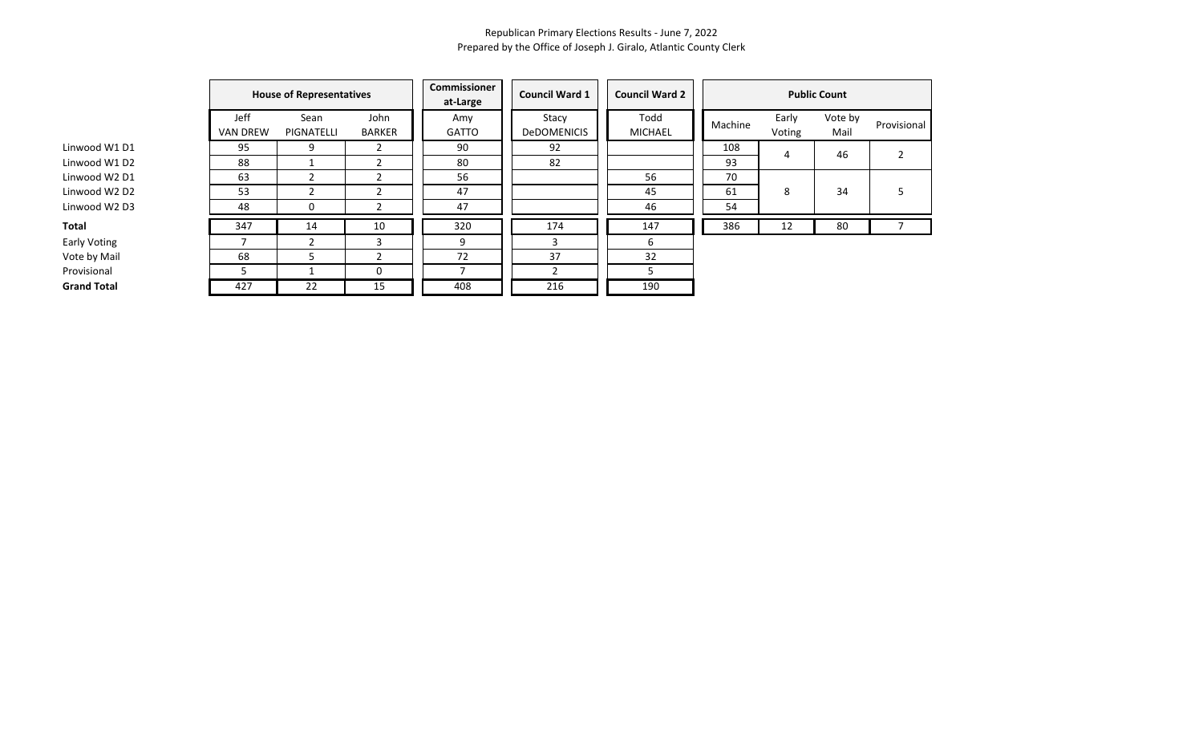Republican Primary Elections Results - June 7, 2022
Prepared by the Office of Joseph J. Giralo, Atlantic County Clerk

| | House of Representatives | | | Commissioner at-Large | Council Ward 1 | Council Ward 2 | Public Count | | | |
|---|---|---|---|---|---|---|---|---|---|---|
| | Jeff VAN DREW | Sean PIGNATELLI | John BARKER | Amy GATTO | Stacy DeDOMENICIS | Todd MICHAEL | Machine | Early Voting | Vote by Mail | Provisional |
| Linwood W1 D1 | 95 | 9 | 2 | 90 | 92 | | 108 | 4 | 46 | 2 |
| Linwood W1 D2 | 88 | 1 | 2 | 80 | 82 | | 93 | | | |
| Linwood W2 D1 | 63 | 2 | 2 | 56 | | 56 | 70 | 8 | 34 | 5 |
| Linwood W2 D2 | 53 | 2 | 2 | 47 | | 45 | 61 | | | |
| Linwood W2 D3 | 48 | 0 | 2 | 47 | | 46 | 54 | | | |
| **Total** | 347 | 14 | 10 | 320 | 174 | 147 | 386 | 12 | 80 | 7 |
| Early Voting | 7 | 2 | 3 | 9 | 3 | 6 | | | | |
| Vote by Mail | 68 | 5 | 2 | 72 | 37 | 32 | | | | |
| Provisional | 5 | 1 | 0 | 7 | 2 | 5 | | | | |
| **Grand Total** | 427 | 22 | 15 | 408 | 216 | 190 | | | | |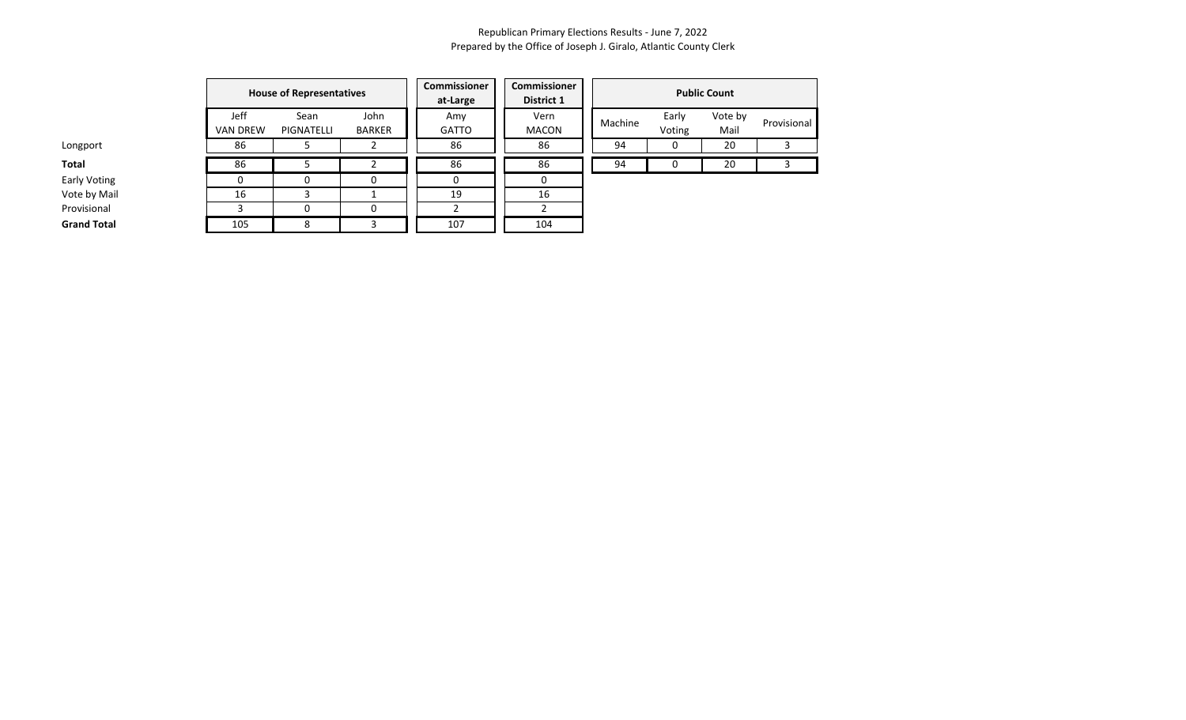Republican Primary Elections Results - June 7, 2022
Prepared by the Office of Joseph J. Giralo, Atlantic County Clerk

| | House of Representatives | | | Commissioner at-Large | Commissioner District 1 | Public Count | | | |
|---|---|---|---|---|---|---|---|---|---|
| | Jeff VAN DREW | Sean PIGNATELLI | John BARKER | Amy GATTO | Vern MACON | Machine | Early Voting | Vote by Mail | Provisional |
| Longport | 86 | 5 | 2 | 86 | 86 | 94 | 0 | 20 | 3 |
| **Total** | 86 | 5 | 2 | 86 | 86 | 94 | 0 | 20 | 3 |
| Early Voting | 0 | 0 | 0 | 0 | 0 | | | | |
| Vote by Mail | 16 | 3 | 1 | 19 | 16 | | | | |
| Provisional | 3 | 0 | 0 | 2 | 2 | | | | |
| **Grand Total** | 105 | 8 | 3 | 107 | 104 | | | | |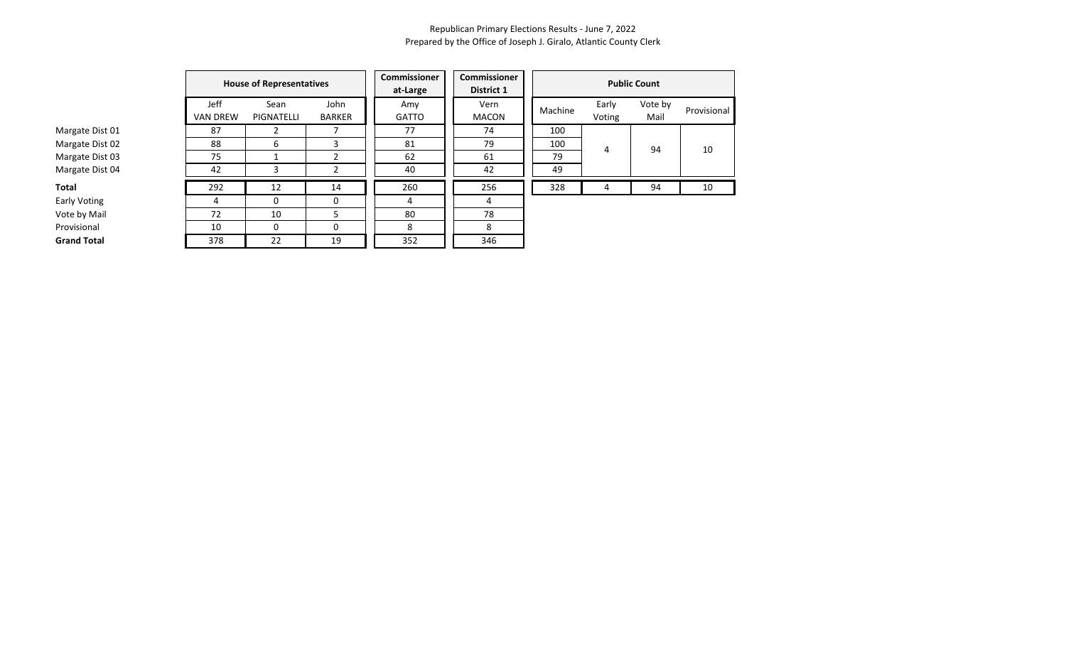Republican Primary Elections Results - June 7, 2022
Prepared by the Office of Joseph J. Giralo, Atlantic County Clerk

| | House of Representatives | | | Commissioner at-Large | Commissioner District 1 | Public Count | | | |
|---|---|---|---|---|---|---|---|---|---|
| | Jeff VAN DREW | Sean PIGNATELLI | John BARKER | Amy GATTO | Vern MACON | Machine | Early Voting | Vote by Mail | Provisional |
| Margate Dist 01 | 87 | 2 | 7 | 77 | 74 | 100 | 4 | 94 | 10 |
| Margate Dist 02 | 88 | 6 | 3 | 81 | 79 | 100 | | | |
| Margate Dist 03 | 75 | 1 | 2 | 62 | 61 | 79 | | | |
| Margate Dist 04 | 42 | 3 | 2 | 40 | 42 | 49 | | | |
| **Total** | 292 | 12 | 14 | 260 | 256 | 328 | 4 | 94 | 10 |
| Early Voting | 4 | 0 | 0 | 4 | 4 | | | | |
| Vote by Mail | 72 | 10 | 5 | 80 | 78 | | | | |
| Provisional | 10 | 0 | 0 | 8 | 8 | | | | |
| **Grand Total** | 378 | 22 | 19 | 352 | 346 | | | | |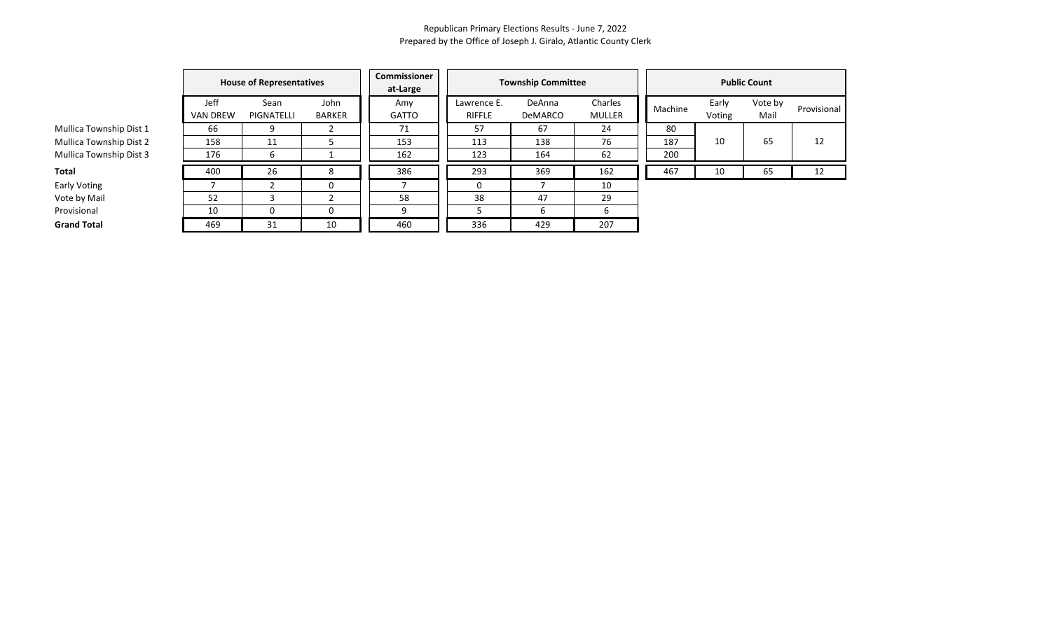Republican Primary Elections Results - June 7, 2022
Prepared by the Office of Joseph J. Giralo, Atlantic County Clerk

| | House of Representatives | | | Commissioner at-Large | Township Committee | | | Public Count | | | |
|---|---|---|---|---|---|---|---|---|---|---|---|
| | Jeff VAN DREW | Sean PIGNATELLI | John BARKER | Amy GATTO | Lawrence E. RIFFLE | DeAnna DeMARCO | Charles MULLER | Machine | Early Voting | Vote by Mail | Provisional |
| Mullica Township Dist 1 | 66 | 9 | 2 | 71 | 57 | 67 | 24 | 80 | 10 | 65 | 12 |
| Mullica Township Dist 2 | 158 | 11 | 5 | 153 | 113 | 138 | 76 | 187 | | | |
| Mullica Township Dist 3 | 176 | 6 | 1 | 162 | 123 | 164 | 62 | 200 | | | |
| **Total** | 400 | 26 | 8 | 386 | 293 | 369 | 162 | 467 | 10 | 65 | 12 |
| Early Voting | 7 | 2 | 0 | 7 | 0 | 7 | 10 | | | | |
| Vote by Mail | 52 | 3 | 2 | 58 | 38 | 47 | 29 | | | | |
| Provisional | 10 | 0 | 0 | 9 | 5 | 6 | 6 | | | | |
| **Grand Total** | 469 | 31 | 10 | 460 | 336 | 429 | 207 | | | | |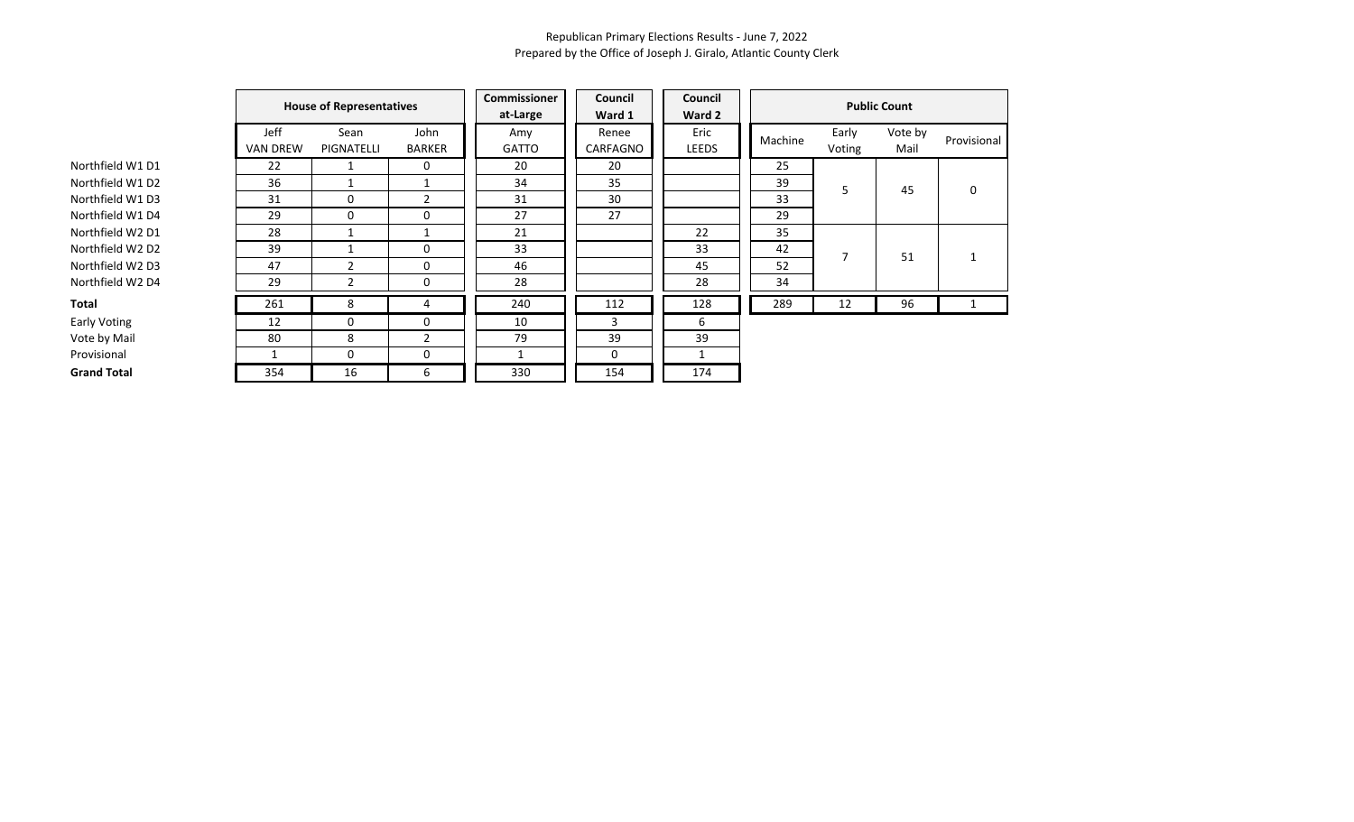Republican Primary Elections Results - June 7, 2022
Prepared by the Office of Joseph J. Giralo, Atlantic County Clerk

| | House of Representatives | | | Commissioner at-Large | Council Ward 1 | Council Ward 2 |
|---|---|---|---|---|---|---|
| | Jeff VAN DREW | Sean PIGNATELLI | John BARKER | Amy GATTO | Renee CARFAGNO | Eric LEEDS |
| Northfield W1 D1 | 22 | 1 | 0 | 20 | 20 | |
| Northfield W1 D2 | 36 | 1 | 1 | 34 | 35 | |
| Northfield W1 D3 | 31 | 0 | 2 | 31 | 30 | |
| Northfield W1 D4 | 29 | 0 | 0 | 27 | 27 | |
| Northfield W2 D1 | 28 | 1 | 1 | 21 | | 22 |
| Northfield W2 D2 | 39 | 1 | 0 | 33 | | 33 |
| Northfield W2 D3 | 47 | 2 | 0 | 46 | | 45 |
| Northfield W2 D4 | 29 | 2 | 0 | 28 | | 28 |
| **Total** | 261 | 8 | 4 | 240 | 112 | 128 |
| Early Voting | 12 | 0 | 0 | 10 | 3 | 6 |
| Vote by Mail | 80 | 8 | 2 | 79 | 39 | 39 |
| Provisional | 1 | 0 | 0 | 1 | 0 | 1 |
| **Grand Total** | 354 | 16 | 6 | 330 | 154 | 174 |

| | Public Count | | | |
|---|---|---|---|---|
| | Machine | Early Voting | Vote by Mail | Provisional |
| Northfield W1 D1 | 25 | 5 | 45 | 0 |
| Northfield W1 D2 | 39 | | | |
| Northfield W1 D3 | 33 | | | |
| Northfield W1 D4 | 29 | | | |
| Northfield W2 D1 | 35 | 7 | 51 | 1 |
| Northfield W2 D2 | 42 | | | |
| Northfield W2 D3 | 52 | | | |
| Northfield W2 D4 | 34 | | | |
| **Total** | 289 | 12 | 96 | 1 |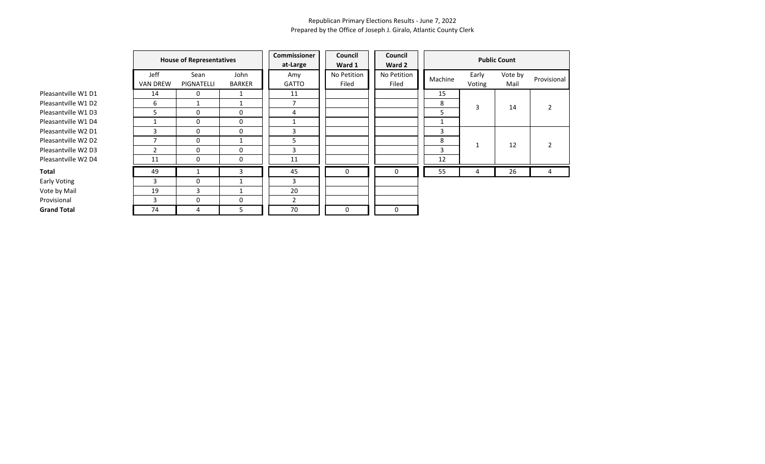Republican Primary Elections Results - June 7, 2022
Prepared by the Office of Joseph J. Giralo, Atlantic County Clerk

| | House of Representatives | | | Commissioner at-Large | Council Ward 1 | Council Ward 2 | Public Count | | | |
|---|---|---|---|---|---|---|---|---|---|---|
| | Jeff VAN DREW | Sean PIGNATELLI | John BARKER | Amy GATTO | No Petition Filed | No Petition Filed | Machine | Early Voting | Vote by Mail | Provisional |
| Pleasantville W1 D1 | 14 | 0 | 1 | 11 | | | 15 | 3 | 14 | 2 |
| Pleasantville W1 D2 | 6 | 1 | 1 | 7 | | | 8 | | | |
| Pleasantville W1 D3 | 5 | 0 | 0 | 4 | | | 5 | | | |
| Pleasantville W1 D4 | 1 | 0 | 0 | 1 | | | 1 | | | |
| Pleasantville W2 D1 | 3 | 0 | 0 | 3 | | | 3 | 1 | 12 | 2 |
| Pleasantville W2 D2 | 7 | 0 | 1 | 5 | | | 8 | | | |
| Pleasantville W2 D3 | 2 | 0 | 0 | 3 | | | 3 | | | |
| Pleasantville W2 D4 | 11 | 0 | 0 | 11 | | | 12 | | | |
| **Total** | 49 | 1 | 3 | 45 | 0 | 0 | 55 | 4 | 26 | 4 |
| Early Voting | 3 | 0 | 1 | 3 | | | | | | |
| Vote by Mail | 19 | 3 | 1 | 20 | | | | | | |
| Provisional | 3 | 0 | 0 | 2 | | | | | | |
| **Grand Total** | 74 | 4 | 5 | 70 | 0 | 0 | | | | |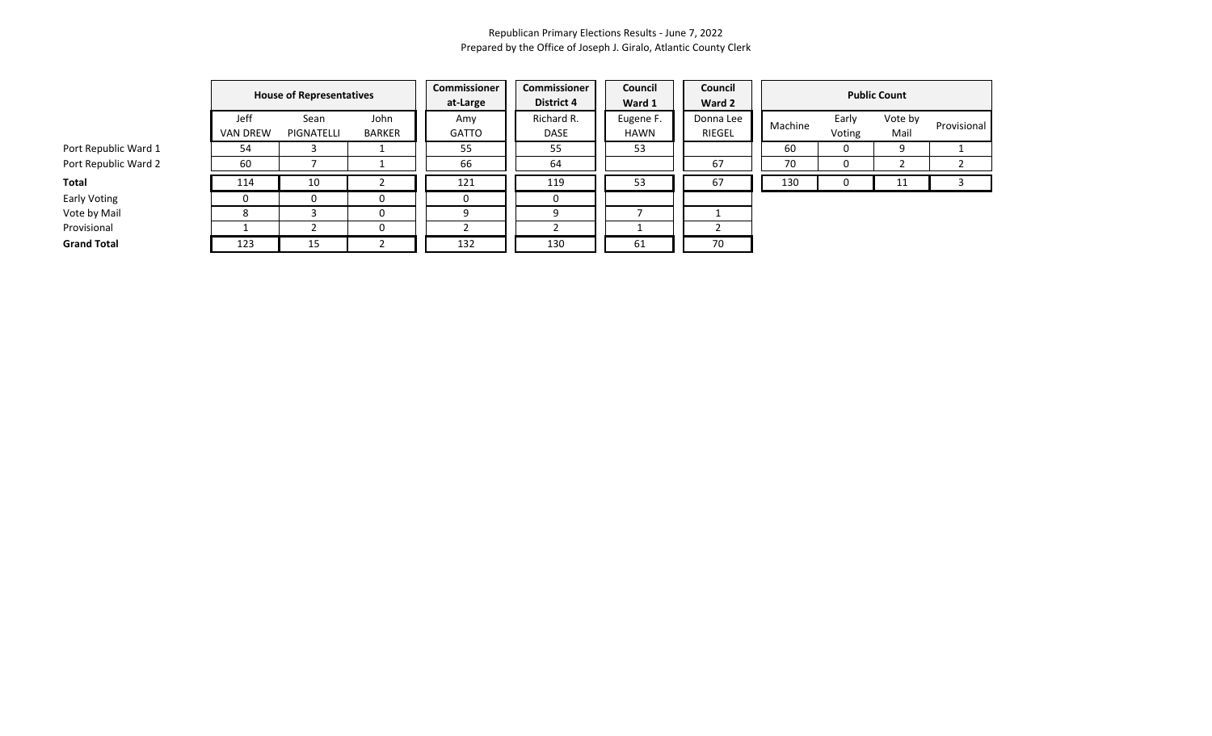Republican Primary Elections Results - June 7, 2022
Prepared by the Office of Joseph J. Giralo, Atlantic County Clerk

| | House of Representatives | | | Commissioner at-Large | Commissioner District 4 | Council Ward 1 | Council Ward 2 | Public Count | | | |
|---|---|---|---|---|---|---|---|---|---|---|---|
| | Jeff VAN DREW | Sean PIGNATELLI | John BARKER | Amy GATTO | Richard R. DASE | Eugene F. HAWN | Donna Lee RIEGEL | Machine | Early Voting | Vote by Mail | Provisional |
| Port Republic Ward 1 | 54 | 3 | 1 | 55 | 55 | 53 | | 60 | 0 | 9 | 1 |
| Port Republic Ward 2 | 60 | 7 | 1 | 66 | 64 | | 67 | 70 | 0 | 2 | 2 |
| **Total** | 114 | 10 | 2 | 121 | 119 | 53 | 67 | 130 | 0 | 11 | 3 |
| Early Voting | 0 | 0 | 0 | 0 | 0 | | | | | | |
| Vote by Mail | 8 | 3 | 0 | 9 | 9 | 7 | 1 | | | | |
| Provisional | 1 | 2 | 0 | 2 | 2 | 1 | 2 | | | | |
| **Grand Total** | 123 | 15 | 2 | 132 | 130 | 61 | 70 | | | | |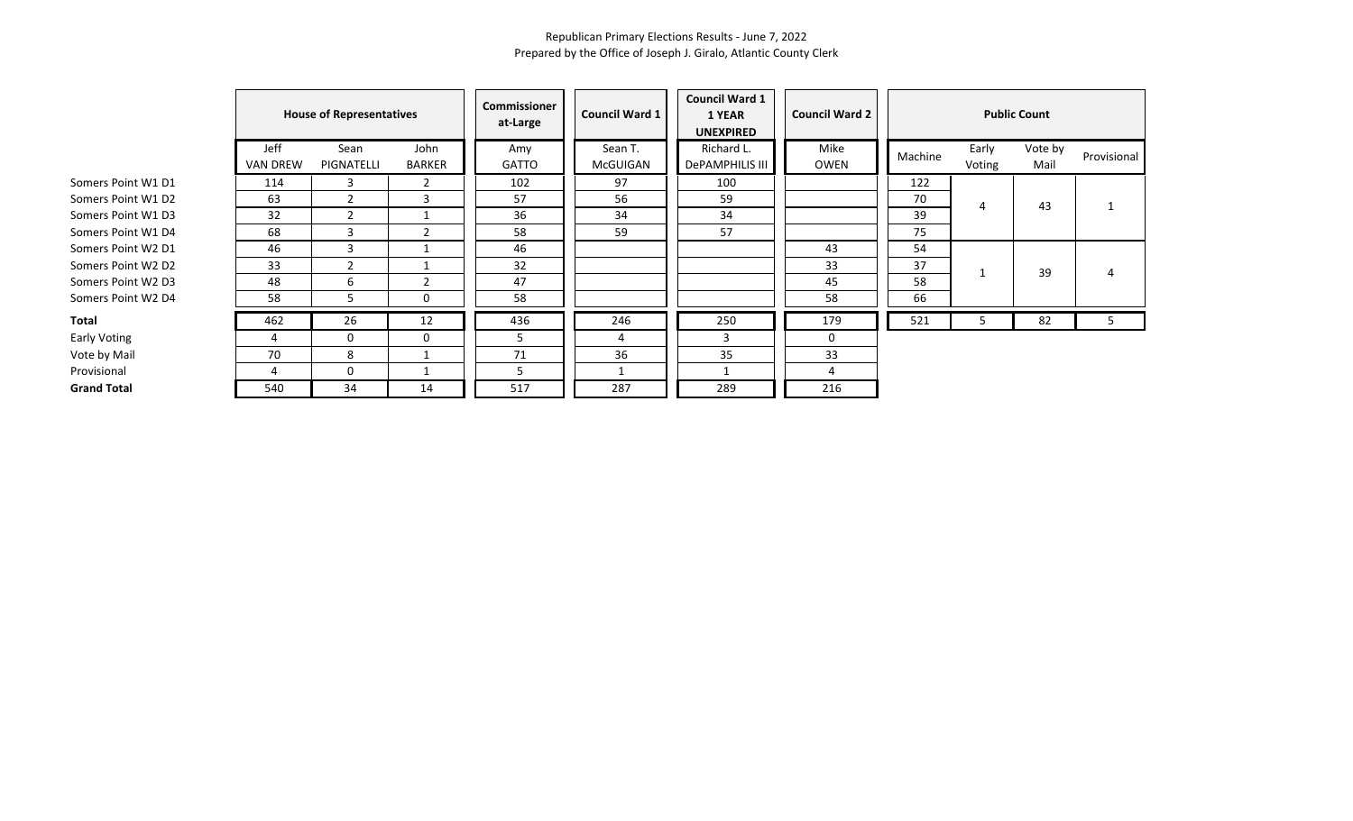Republican Primary Elections Results - June 7, 2022
Prepared by the Office of Joseph J. Giralo, Atlantic County Clerk

| | House of Representatives | | | Commissioner at-Large | Council Ward 1 | Council Ward 1 1 YEAR UNEXPIRED | Council Ward 2 | Public Count | | | |
|---|---|---|---|---|---|---|---|---|---|---|---|
| | Jeff VAN DREW | Sean PIGNATELLI | John BARKER | Amy GATTO | Sean T. McGUIGAN | Richard L. DePAMPHILIS III | Mike OWEN | Machine | Early Voting | Vote by Mail | Provisional |
| Somers Point W1 D1 | 114 | 3 | 2 | 102 | 97 | 100 | | 122 | 4 | 43 | 1 |
| Somers Point W1 D2 | 63 | 2 | 3 | 57 | 56 | 59 | | 70 | | | |
| Somers Point W1 D3 | 32 | 2 | 1 | 36 | 34 | 34 | | 39 | | | |
| Somers Point W1 D4 | 68 | 3 | 2 | 58 | 59 | 57 | | 75 | | | |
| Somers Point W2 D1 | 46 | 3 | 1 | 46 | | | 43 | 54 | 1 | 39 | 4 |
| Somers Point W2 D2 | 33 | 2 | 1 | 32 | | | 33 | 37 | | | |
| Somers Point W2 D3 | 48 | 6 | 2 | 47 | | | 45 | 58 | | | |
| Somers Point W2 D4 | 58 | 5 | 0 | 58 | | | 58 | 66 | | | |
| **Total** | 462 | 26 | 12 | 436 | 246 | 250 | 179 | 521 | 5 | 82 | 5 |
| Early Voting | 4 | 0 | 0 | 5 | 4 | 3 | 0 | | | | |
| Vote by Mail | 70 | 8 | 1 | 71 | 36 | 35 | 33 | | | | |
| Provisional | 4 | 0 | 1 | 5 | 1 | 1 | 4 | | | | |
| **Grand Total** | 540 | 34 | 14 | 517 | 287 | 289 | 216 | | | | |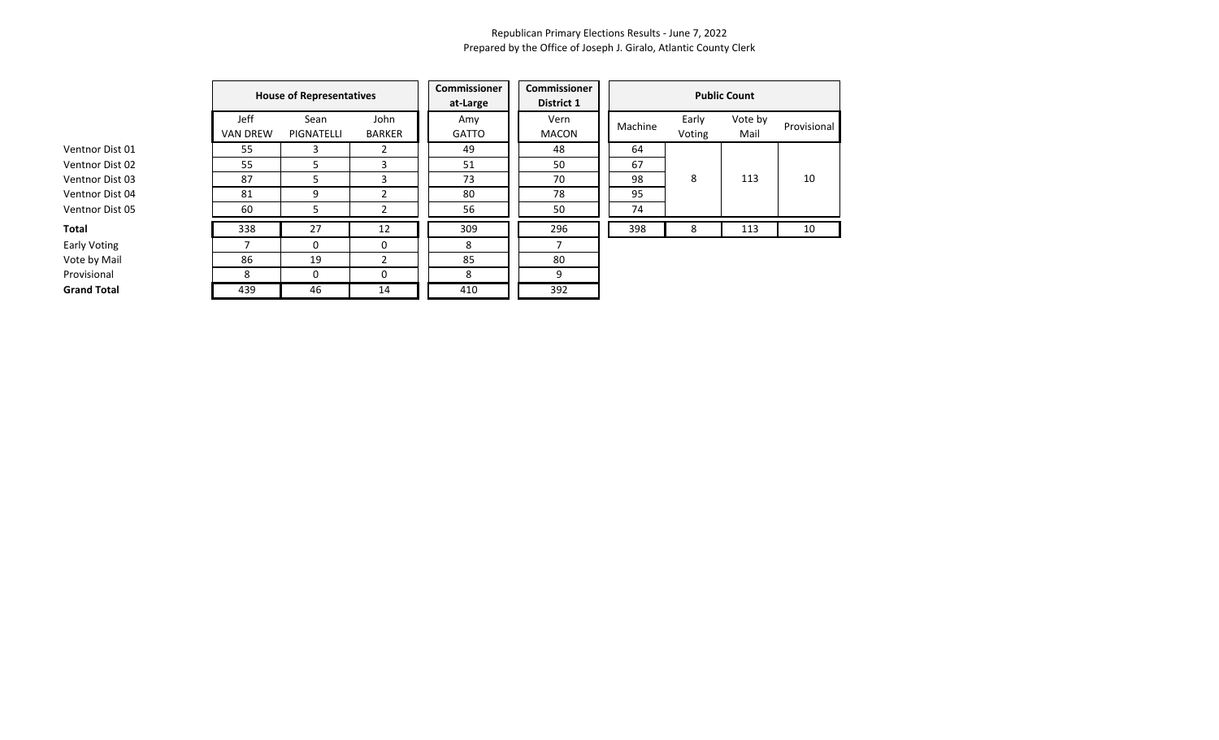Republican Primary Elections Results - June 7, 2022
Prepared by the Office of Joseph J. Giralo, Atlantic County Clerk

| | House of Representatives | | | Commissioner at-Large | Commissioner District 1 | Public Count | | | |
|---|---|---|---|---|---|---|---|---|---|
| | Jeff VAN DREW | Sean PIGNATELLI | John BARKER | Amy GATTO | Vern MACON | Machine | Early Voting | Vote by Mail | Provisional |
| Ventnor Dist 01 | 55 | 3 | 2 | 49 | 48 | 64 | 8 | 113 | 10 |
| Ventnor Dist 02 | 55 | 5 | 3 | 51 | 50 | 67 | | | |
| Ventnor Dist 03 | 87 | 5 | 3 | 73 | 70 | 98 | | | |
| Ventnor Dist 04 | 81 | 9 | 2 | 80 | 78 | 95 | | | |
| Ventnor Dist 05 | 60 | 5 | 2 | 56 | 50 | 74 | | | |
| **Total** | 338 | 27 | 12 | 309 | 296 | 398 | 8 | 113 | 10 |
| Early Voting | 7 | 0 | 0 | 8 | 7 | | | | |
| Vote by Mail | 86 | 19 | 2 | 85 | 80 | | | | |
| Provisional | 8 | 0 | 0 | 8 | 9 | | | | |
| **Grand Total** | 439 | 46 | 14 | 410 | 392 | | | | |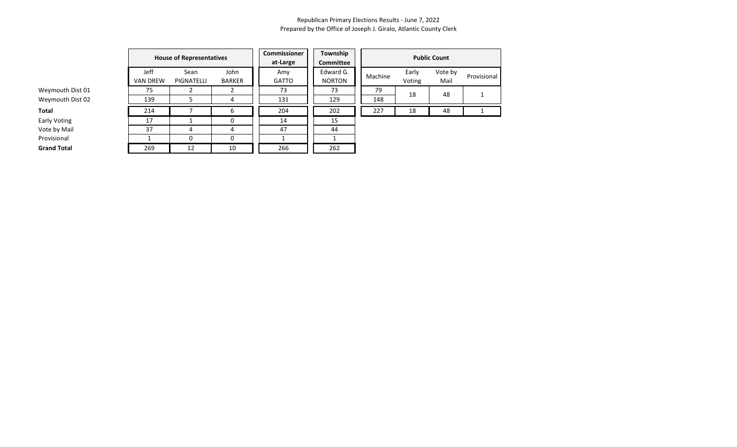Republican Primary Elections Results - June 7, 2022
Prepared by the Office of Joseph J. Giralo, Atlantic County Clerk

| | House of Representatives | | | Commissioner at-Large | Township Committee |
|---|---|---|---|---|---|
| | Jeff VAN DREW | Sean PIGNATELLI | John BARKER | Amy GATTO | Edward G. NORTON |
| Weymouth Dist 01 | 75 | 2 | 2 | 73 | 73 |
| Weymouth Dist 02 | 139 | 5 | 4 | 131 | 129 |
| **Total** | 214 | 7 | 6 | 204 | 202 |
| Early Voting | 17 | 1 | 0 | 14 | 15 |
| Vote by Mail | 37 | 4 | 4 | 47 | 44 |
| Provisional | 1 | 0 | 0 | 1 | 1 |
| **Grand Total** | 269 | 12 | 10 | 266 | 262 |

| | Public Count | | | |
|---|---|---|---|---|
| | Machine | Early Voting | Vote by Mail | Provisional |
| Weymouth Dist 01 | 79 | 18 | 48 | 1 |
| Weymouth Dist 02 | 148 | | | |
| **Total** | 227 | 18 | 48 | 1 |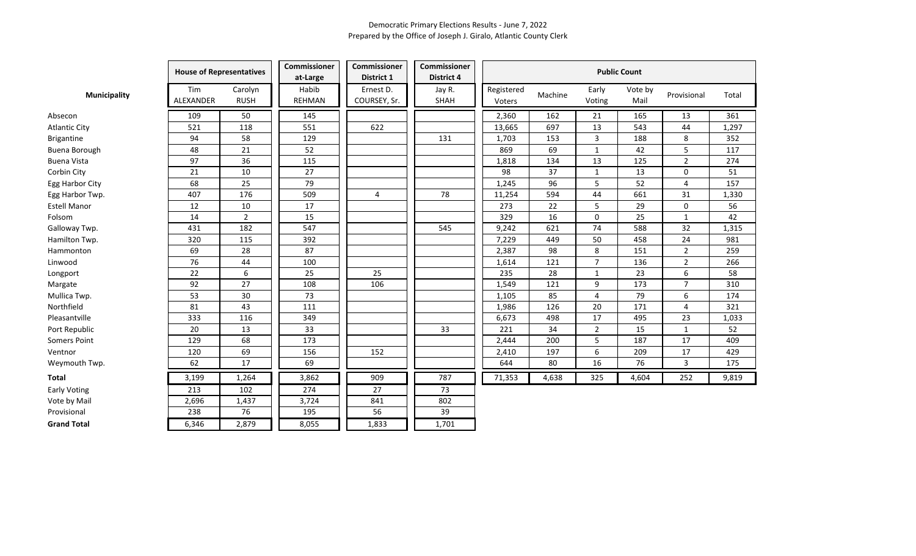Democratic Primary Elections Results - June 7, 2022
Prepared by the Office of Joseph J. Giralo, Atlantic County Clerk

| Municipality | House of Representatives | | Commissioner at-Large | Commissioner District 1 | Commissioner District 4 | Public Count | | | | | |
|---|---|---|---|---|---|---|---|---|---|---|---|
| | Tim ALEXANDER | Carolyn RUSH | Habib REHMAN | Ernest D. COURSEY, Sr. | Jay R. SHAH | Registered Voters | Machine | Early Voting | Vote by Mail | Provisional | Total |
| Absecon | 109 | 50 | 145 | | | 2,360 | 162 | 21 | 165 | 13 | 361 |
| Atlantic City | 521 | 118 | 551 | 622 | | 13,665 | 697 | 13 | 543 | 44 | 1,297 |
| Brigantine | 94 | 58 | 129 | | 131 | 1,703 | 153 | 3 | 188 | 8 | 352 |
| Buena Borough | 48 | 21 | 52 | | | 869 | 69 | 1 | 42 | 5 | 117 |
| Buena Vista | 97 | 36 | 115 | | | 1,818 | 134 | 13 | 125 | 2 | 274 |
| Corbin City | 21 | 10 | 27 | | | 98 | 37 | 1 | 13 | 0 | 51 |
| Egg Harbor City | 68 | 25 | 79 | | | 1,245 | 96 | 5 | 52 | 4 | 157 |
| Egg Harbor Twp. | 407 | 176 | 509 | 4 | 78 | 11,254 | 594 | 44 | 661 | 31 | 1,330 |
| Estell Manor | 12 | 10 | 17 | | | 273 | 22 | 5 | 29 | 0 | 56 |
| Folsom | 14 | 2 | 15 | | | 329 | 16 | 0 | 25 | 1 | 42 |
| Galloway Twp. | 431 | 182 | 547 | | 545 | 9,242 | 621 | 74 | 588 | 32 | 1,315 |
| Hamilton Twp. | 320 | 115 | 392 | | | 7,229 | 449 | 50 | 458 | 24 | 981 |
| Hammonton | 69 | 28 | 87 | | | 2,387 | 98 | 8 | 151 | 2 | 259 |
| Linwood | 76 | 44 | 100 | | | 1,614 | 121 | 7 | 136 | 2 | 266 |
| Longport | 22 | 6 | 25 | 25 | | 235 | 28 | 1 | 23 | 6 | 58 |
| Margate | 92 | 27 | 108 | 106 | | 1,549 | 121 | 9 | 173 | 7 | 310 |
| Mullica Twp. | 53 | 30 | 73 | | | 1,105 | 85 | 4 | 79 | 6 | 174 |
| Northfield | 81 | 43 | 111 | | | 1,986 | 126 | 20 | 171 | 4 | 321 |
| Pleasantville | 333 | 116 | 349 | | | 6,673 | 498 | 17 | 495 | 23 | 1,033 |
| Port Republic | 20 | 13 | 33 | | 33 | 221 | 34 | 2 | 15 | 1 | 52 |
| Somers Point | 129 | 68 | 173 | | | 2,444 | 200 | 5 | 187 | 17 | 409 |
| Ventnor | 120 | 69 | 156 | 152 | | 2,410 | 197 | 6 | 209 | 17 | 429 |
| Weymouth Twp. | 62 | 17 | 69 | | | 644 | 80 | 16 | 76 | 3 | 175 |
| **Total** | 3,199 | 1,264 | 3,862 | 909 | 787 | 71,353 | 4,638 | 325 | 4,604 | 252 | 9,819 |
| Early Voting | 213 | 102 | 274 | 27 | 73 | | | | | | |
| Vote by Mail | 2,696 | 1,437 | 3,724 | 841 | 802 | | | | | | |
| Provisional | 238 | 76 | 195 | 56 | 39 | | | | | | |
| **Grand Total** | 6,346 | 2,879 | 8,055 | 1,833 | 1,701 | | | | | | |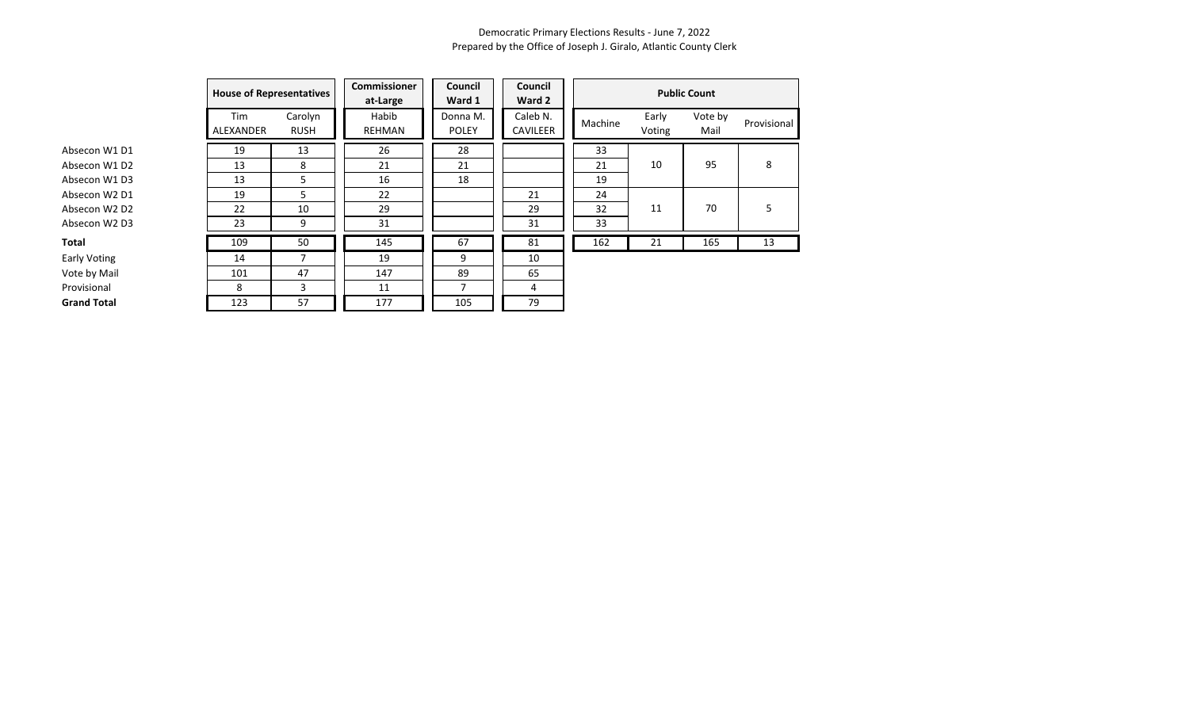Democratic Primary Elections Results - June 7, 2022
Prepared by the Office of Joseph J. Giralo, Atlantic County Clerk

| | House of Representatives | | Commissioner at-Large | Council Ward 1 | Council Ward 2 | Public Count | | | |
|---|---|---|---|---|---|---|---|---|---|
| | Tim ALEXANDER | Carolyn RUSH | Habib REHMAN | Donna M. POLEY | Caleb N. CAVILEER | Machine | Early Voting | Vote by Mail | Provisional |
| Absecon W1 D1 | 19 | 13 | 26 | 28 | | 33 | 10 | 95 | 8 |
| Absecon W1 D2 | 13 | 8 | 21 | 21 | | 21 | | | |
| Absecon W1 D3 | 13 | 5 | 16 | 18 | | 19 | | | |
| Absecon W2 D1 | 19 | 5 | 22 | | 21 | 24 | 11 | 70 | 5 |
| Absecon W2 D2 | 22 | 10 | 29 | | 29 | 32 | | | |
| Absecon W2 D3 | 23 | 9 | 31 | | 31 | 33 | | | |
| **Total** | 109 | 50 | 145 | 67 | 81 | 162 | 21 | 165 | 13 |
| Early Voting | 14 | 7 | 19 | 9 | 10 | | | | |
| Vote by Mail | 101 | 47 | 147 | 89 | 65 | | | | |
| Provisional | 8 | 3 | 11 | 7 | 4 | | | | |
| **Grand Total** | 123 | 57 | 177 | 105 | 79 | | | | |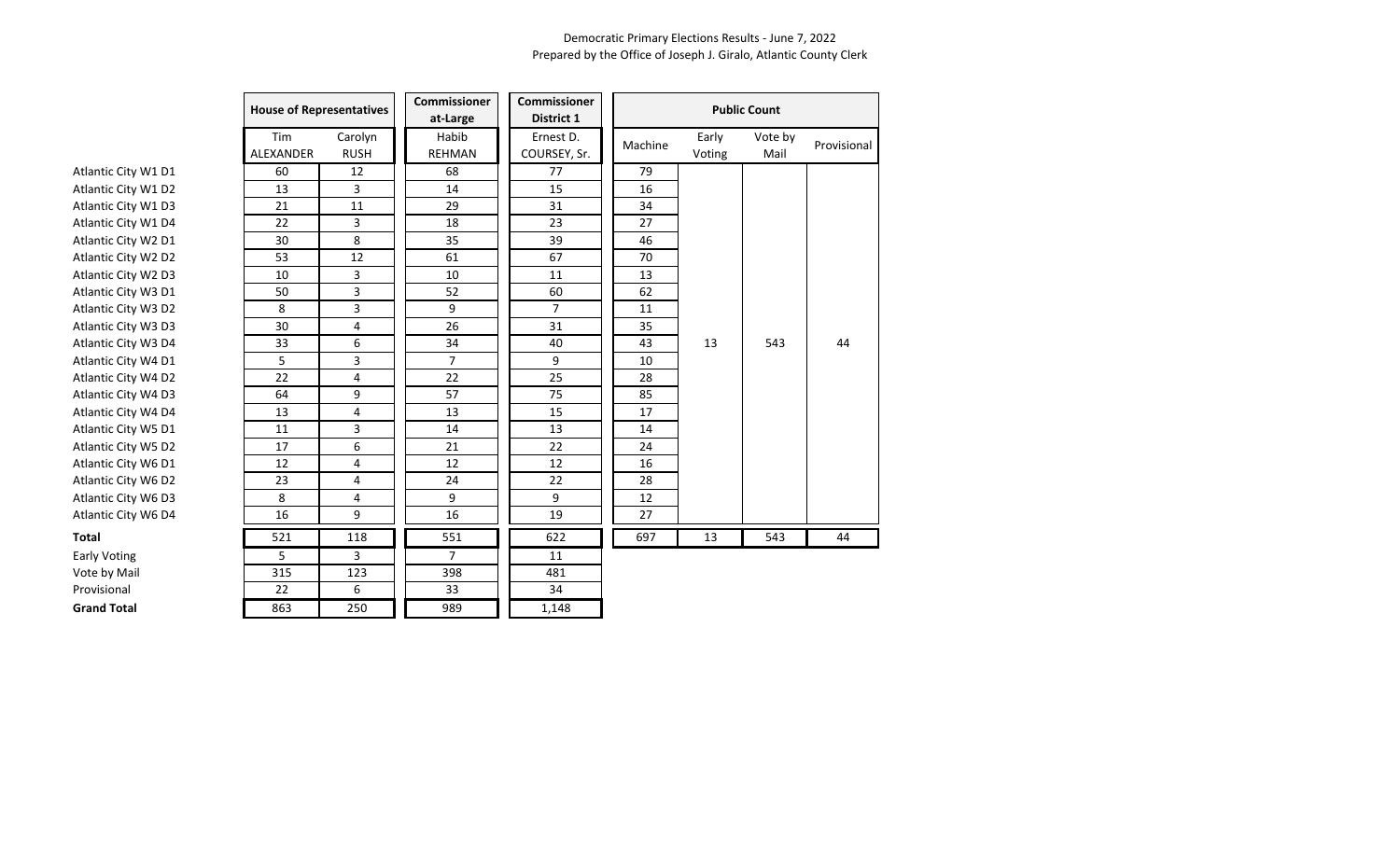Democratic Primary Elections Results - June 7, 2022
Prepared by the Office of Joseph J. Giralo, Atlantic County Clerk

| | House of Representatives | | Commissioner at-Large | Commissioner District 1 | Public Count | | | |
|---|---|---|---|---|---|---|---|---|
| | Tim ALEXANDER | Carolyn RUSH | Habib REHMAN | Ernest D. COURSEY, Sr. | Machine | Early Voting | Vote by Mail | Provisional |
| Atlantic City W1 D1 | 60 | 12 | 68 | 77 | 79 | | | |
| Atlantic City W1 D2 | 13 | 3 | 14 | 15 | 16 | | | |
| Atlantic City W1 D3 | 21 | 11 | 29 | 31 | 34 | | | |
| Atlantic City W1 D4 | 22 | 3 | 18 | 23 | 27 | | | |
| Atlantic City W2 D1 | 30 | 8 | 35 | 39 | 46 | | | |
| Atlantic City W2 D2 | 53 | 12 | 61 | 67 | 70 | | | |
| Atlantic City W2 D3 | 10 | 3 | 10 | 11 | 13 | | | |
| Atlantic City W3 D1 | 50 | 3 | 52 | 60 | 62 | | | |
| Atlantic City W3 D2 | 8 | 3 | 9 | 7 | 11 | | | |
| Atlantic City W3 D3 | 30 | 4 | 26 | 31 | 35 | | | |
| Atlantic City W3 D4 | 33 | 6 | 34 | 40 | 43 | 13 | 543 | 44 |
| Atlantic City W4 D1 | 5 | 3 | 7 | 9 | 10 | | | |
| Atlantic City W4 D2 | 22 | 4 | 22 | 25 | 28 | | | |
| Atlantic City W4 D3 | 64 | 9 | 57 | 75 | 85 | | | |
| Atlantic City W4 D4 | 13 | 4 | 13 | 15 | 17 | | | |
| Atlantic City W5 D1 | 11 | 3 | 14 | 13 | 14 | | | |
| Atlantic City W5 D2 | 17 | 6 | 21 | 22 | 24 | | | |
| Atlantic City W6 D1 | 12 | 4 | 12 | 12 | 16 | | | |
| Atlantic City W6 D2 | 23 | 4 | 24 | 22 | 28 | | | |
| Atlantic City W6 D3 | 8 | 4 | 9 | 9 | 12 | | | |
| Atlantic City W6 D4 | 16 | 9 | 16 | 19 | 27 | | | |
| **Total** | 521 | 118 | 551 | 622 | 697 | 13 | 543 | 44 |
| Early Voting | 5 | 3 | 7 | 11 | | | | |
| Vote by Mail | 315 | 123 | 398 | 481 | | | | |
| Provisional | 22 | 6 | 33 | 34 | | | | |
| **Grand Total** | 863 | 250 | 989 | 1,148 | | | | |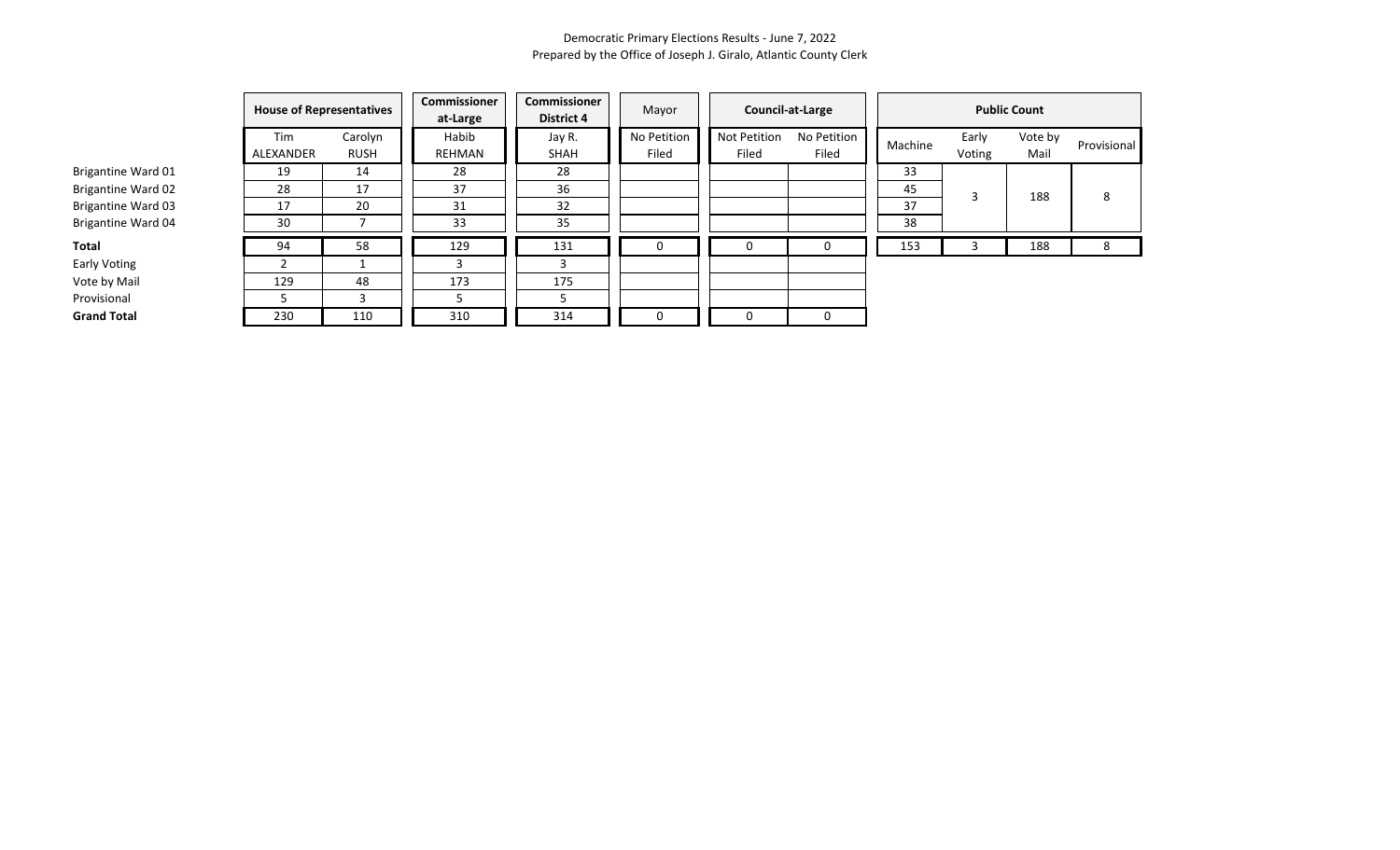Democratic Primary Elections Results - June 7, 2022
Prepared by the Office of Joseph J. Giralo, Atlantic County Clerk

| | House of Representatives | | Commissioner at-Large | Commissioner District 4 | Mayor | Council-at-Large | | Public Count | | | |
|---|---|---|---|---|---|---|---|---|---|---|---|
| | Tim ALEXANDER | Carolyn RUSH | Habib REHMAN | Jay R. SHAH | No Petition Filed | Not Petition Filed | No Petition Filed | Machine | Early Voting | Vote by Mail | Provisional |
| Brigantine Ward 01 | 19 | 14 | 28 | 28 | | | | 33 | 3 | 188 | 8 |
| Brigantine Ward 02 | 28 | 17 | 37 | 36 | | | | 45 | | | |
| Brigantine Ward 03 | 17 | 20 | 31 | 32 | | | | 37 | | | |
| Brigantine Ward 04 | 30 | 7 | 33 | 35 | | | | 38 | | | |
| **Total** | 94 | 58 | 129 | 131 | 0 | 0 | 0 | 153 | 3 | 188 | 8 |
| Early Voting | 2 | 1 | 3 | 3 | | | | | | | |
| Vote by Mail | 129 | 48 | 173 | 175 | | | | | | | |
| Provisional | 5 | 3 | 5 | 5 | | | | | | | |
| **Grand Total** | 230 | 110 | 310 | 314 | 0 | 0 | 0 | | | | |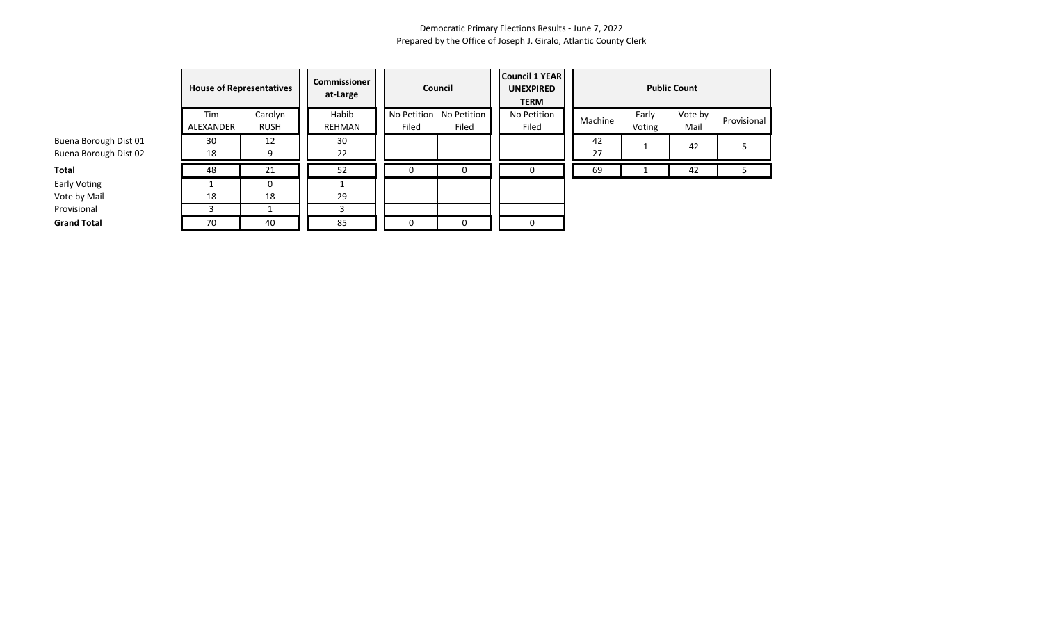Democratic Primary Elections Results - June 7, 2022
Prepared by the Office of Joseph J. Giralo, Atlantic County Clerk

| | House of Representatives | | Commissioner at-Large | Council | | Council 1 YEAR UNEXPIRED TERM | Public Count | | | |
|---|---|---|---|---|---|---|---|---|---|---|
| | Tim ALEXANDER | Carolyn RUSH | Habib REHMAN | No Petition Filed | No Petition Filed | No Petition Filed | Machine | Early Voting | Vote by Mail | Provisional |
| Buena Borough Dist 01 | 30 | 12 | 30 | | | | 42 | 1 | 42 | 5 |
| Buena Borough Dist 02 | 18 | 9 | 22 | | | | 27 | | | |
| **Total** | 48 | 21 | 52 | 0 | 0 | 0 | 69 | 1 | 42 | 5 |
| Early Voting | 1 | 0 | 1 | | | | | | | |
| Vote by Mail | 18 | 18 | 29 | | | | | | | |
| Provisional | 3 | 1 | 3 | | | | | | | |
| **Grand Total** | 70 | 40 | 85 | 0 | 0 | 0 | | | | |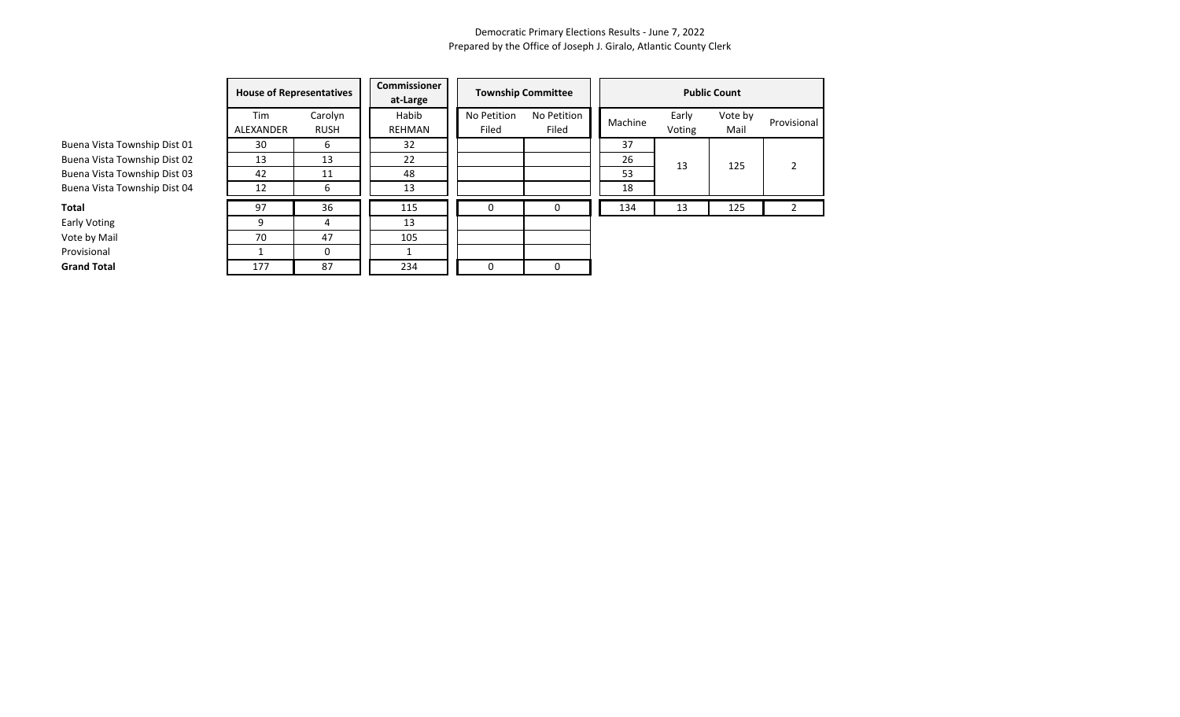Democratic Primary Elections Results - June 7, 2022
Prepared by the Office of Joseph J. Giralo, Atlantic County Clerk

| | House of Representatives | | Commissioner at-Large | Township Committee | | Public Count | | | |
|---|---|---|---|---|---|---|---|---|---|
| | Tim ALEXANDER | Carolyn RUSH | Habib REHMAN | No Petition Filed | No Petition Filed | Machine | Early Voting | Vote by Mail | Provisional |
| Buena Vista Township Dist 01 | 30 | 6 | 32 | | | 37 | 13 | 125 | 2 |
| Buena Vista Township Dist 02 | 13 | 13 | 22 | | | 26 | | | |
| Buena Vista Township Dist 03 | 42 | 11 | 48 | | | 53 | | | |
| Buena Vista Township Dist 04 | 12 | 6 | 13 | | | 18 | | | |
| **Total** | 97 | 36 | 115 | 0 | 0 | 134 | 13 | 125 | 2 |
| Early Voting | 9 | 4 | 13 | | | | | | |
| Vote by Mail | 70 | 47 | 105 | | | | | | |
| Provisional | 1 | 0 | 1 | | | | | | |
| **Grand Total** | 177 | 87 | 234 | 0 | 0 | | | | |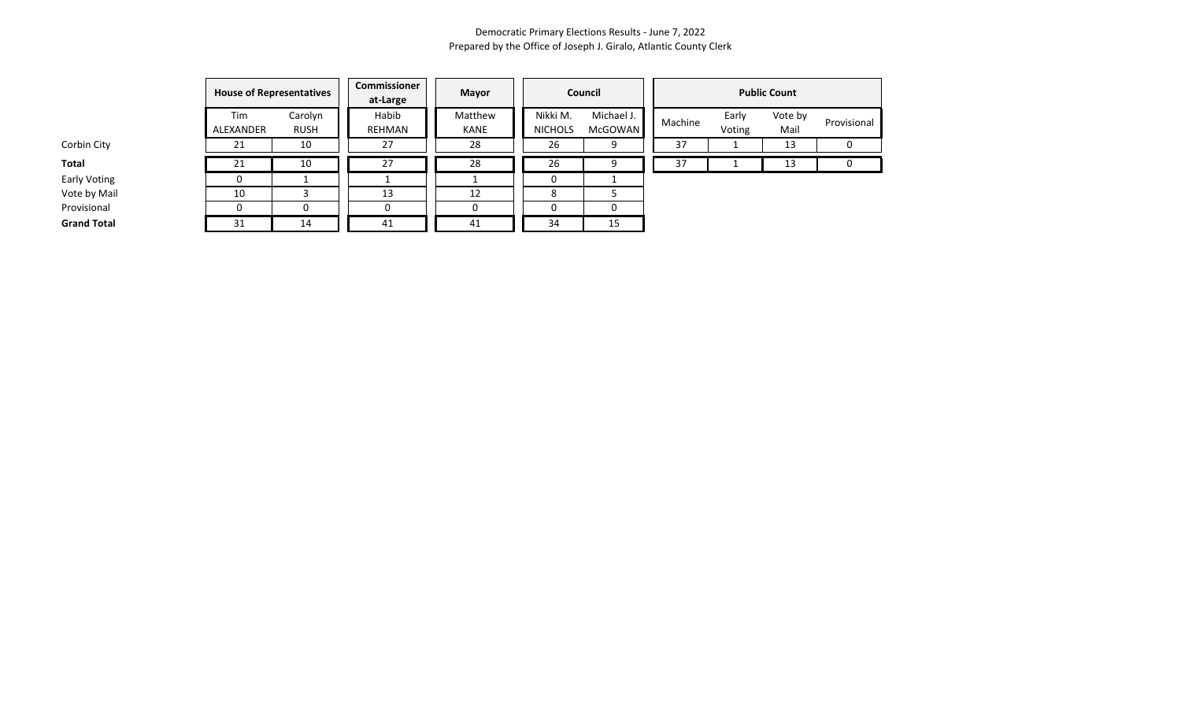Democratic Primary Elections Results - June 7, 2022
Prepared by the Office of Joseph J. Giralo, Atlantic County Clerk

| | House of Representatives | | Commissioner at-Large | Mayor | Council | | Public Count | | | |
|---|---|---|---|---|---|---|---|---|---|---|
| | Tim ALEXANDER | Carolyn RUSH | Habib REHMAN | Matthew KANE | Nikki M. NICHOLS | Michael J. McGOWAN | Machine | Early Voting | Vote by Mail | Provisional |
| Corbin City | 21 | 10 | 27 | 28 | 26 | 9 | 37 | 1 | 13 | 0 |
| **Total** | 21 | 10 | 27 | 28 | 26 | 9 | 37 | 1 | 13 | 0 |
| Early Voting | 0 | 1 | 1 | 1 | 0 | 1 | | | | |
| Vote by Mail | 10 | 3 | 13 | 12 | 8 | 5 | | | | |
| Provisional | 0 | 0 | 0 | 0 | 0 | 0 | | | | |
| **Grand Total** | 31 | 14 | 41 | 41 | 34 | 15 | | | | |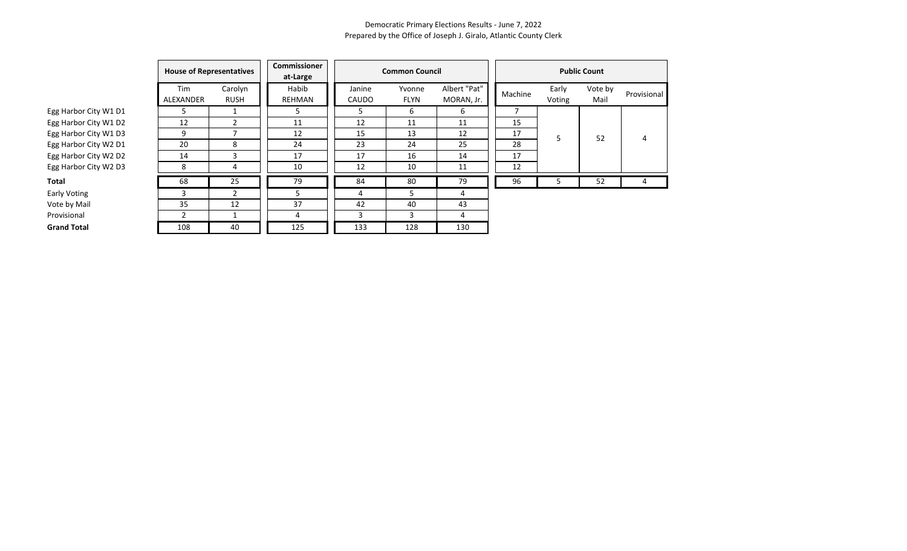Democratic Primary Elections Results - June 7, 2022
Prepared by the Office of Joseph J. Giralo, Atlantic County Clerk

| | House of Representatives | | Commissioner at-Large | Common Council | | | Public Count | | | |
|---|---|---|---|---|---|---|---|---|---|---|
| | Tim ALEXANDER | Carolyn RUSH | Habib REHMAN | Janine CAUDO | Yvonne FLYN | Albert "Pat" MORAN, Jr. | Machine | Early Voting | Vote by Mail | Provisional |
| Egg Harbor City W1 D1 | 5 | 1 | 5 | 5 | 6 | 6 | 7 | 5 | 52 | 4 |
| Egg Harbor City W1 D2 | 12 | 2 | 11 | 12 | 11 | 11 | 15 | | | |
| Egg Harbor City W1 D3 | 9 | 7 | 12 | 15 | 13 | 12 | 17 | | | |
| Egg Harbor City W2 D1 | 20 | 8 | 24 | 23 | 24 | 25 | 28 | | | |
| Egg Harbor City W2 D2 | 14 | 3 | 17 | 17 | 16 | 14 | 17 | | | |
| Egg Harbor City W2 D3 | 8 | 4 | 10 | 12 | 10 | 11 | 12 | | | |
| **Total** | 68 | 25 | 79 | 84 | 80 | 79 | 96 | 5 | 52 | 4 |
| Early Voting | 3 | 2 | 5 | 4 | 5 | 4 | | | | |
| Vote by Mail | 35 | 12 | 37 | 42 | 40 | 43 | | | | |
| Provisional | 2 | 1 | 4 | 3 | 3 | 4 | | | | |
| **Grand Total** | 108 | 40 | 125 | 133 | 128 | 130 | | | | |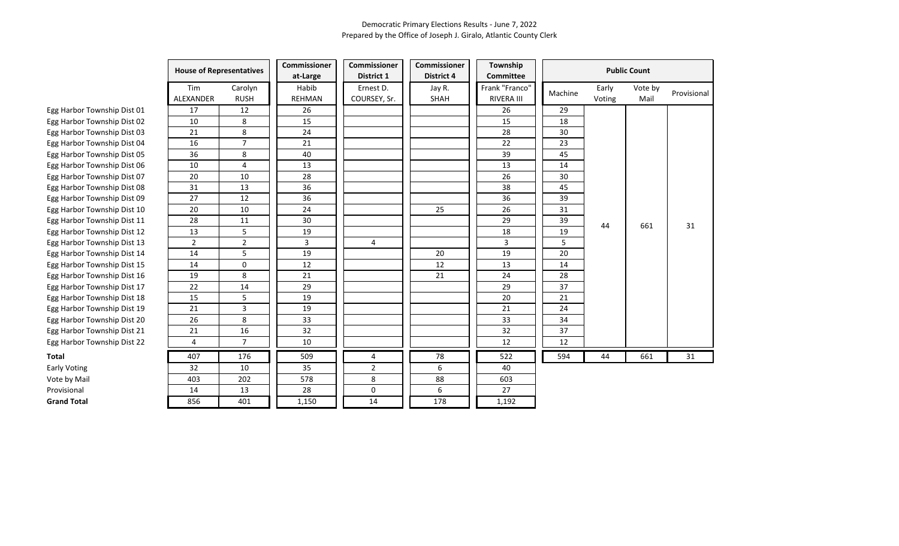Democratic Primary Elections Results - June 7, 2022
Prepared by the Office of Joseph J. Giralo, Atlantic County Clerk

| | House of Representatives | | Commissioner at-Large | Commissioner District 1 | Commissioner District 4 | Township Committee | Public Count | | | |
|---|---|---|---|---|---|---|---|---|---|---|
| | Tim ALEXANDER | Carolyn RUSH | Habib REHMAN | Ernest D. COURSEY, Sr. | Jay R. SHAH | Frank "Franco" RIVERA III | Machine | Early Voting | Vote by Mail | Provisional |
| Egg Harbor Township Dist 01 | 17 | 12 | 26 | | | 26 | 29 | 44 | 661 | 31 |
| Egg Harbor Township Dist 02 | 10 | 8 | 15 | | | 15 | 18 | | | |
| Egg Harbor Township Dist 03 | 21 | 8 | 24 | | | 28 | 30 | | | |
| Egg Harbor Township Dist 04 | 16 | 7 | 21 | | | 22 | 23 | | | |
| Egg Harbor Township Dist 05 | 36 | 8 | 40 | | | 39 | 45 | | | |
| Egg Harbor Township Dist 06 | 10 | 4 | 13 | | | 13 | 14 | | | |
| Egg Harbor Township Dist 07 | 20 | 10 | 28 | | | 26 | 30 | | | |
| Egg Harbor Township Dist 08 | 31 | 13 | 36 | | | 38 | 45 | | | |
| Egg Harbor Township Dist 09 | 27 | 12 | 36 | | | 36 | 39 | | | |
| Egg Harbor Township Dist 10 | 20 | 10 | 24 | | 25 | 26 | 31 | | | |
| Egg Harbor Township Dist 11 | 28 | 11 | 30 | | | 29 | 39 | | | |
| Egg Harbor Township Dist 12 | 13 | 5 | 19 | | | 18 | 19 | | | |
| Egg Harbor Township Dist 13 | 2 | 2 | 3 | 4 | | 3 | 5 | | | |
| Egg Harbor Township Dist 14 | 14 | 5 | 19 | | 20 | 19 | 20 | | | |
| Egg Harbor Township Dist 15 | 14 | 0 | 12 | | 12 | 13 | 14 | | | |
| Egg Harbor Township Dist 16 | 19 | 8 | 21 | | 21 | 24 | 28 | | | |
| Egg Harbor Township Dist 17 | 22 | 14 | 29 | | | 29 | 37 | | | |
| Egg Harbor Township Dist 18 | 15 | 5 | 19 | | | 20 | 21 | | | |
| Egg Harbor Township Dist 19 | 21 | 3 | 19 | | | 21 | 24 | | | |
| Egg Harbor Township Dist 20 | 26 | 8 | 33 | | | 33 | 34 | | | |
| Egg Harbor Township Dist 21 | 21 | 16 | 32 | | | 32 | 37 | | | |
| Egg Harbor Township Dist 22 | 4 | 7 | 10 | | | 12 | 12 | | | |
| **Total** | 407 | 176 | 509 | 4 | 78 | 522 | 594 | 44 | 661 | 31 |
| Early Voting | 32 | 10 | 35 | 2 | 6 | 40 | | | | |
| Vote by Mail | 403 | 202 | 578 | 8 | 88 | 603 | | | | |
| Provisional | 14 | 13 | 28 | 0 | 6 | 27 | | | | |
| **Grand Total** | 856 | 401 | 1,150 | 14 | 178 | 1,192 | | | | |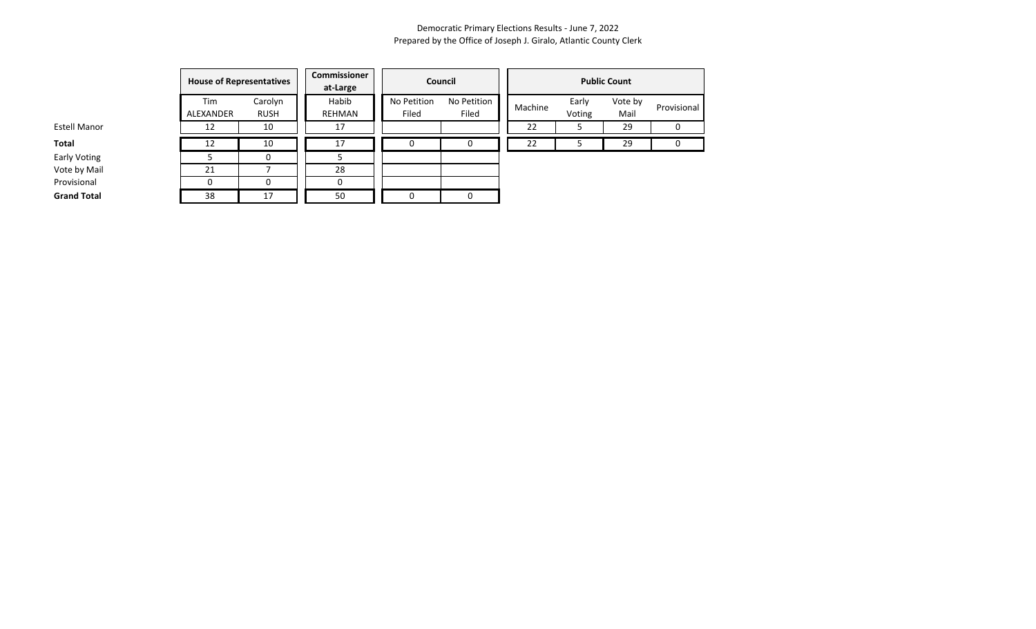Democratic Primary Elections Results - June 7, 2022
Prepared by the Office of Joseph J. Giralo, Atlantic County Clerk

| | House of Representatives | | Commissioner at-Large | Council | | Public Count | | | |
|---|---|---|---|---|---|---|---|---|---|
| | Tim ALEXANDER | Carolyn RUSH | Habib REHMAN | No Petition Filed | No Petition Filed | Machine | Early Voting | Vote by Mail | Provisional |
| Estell Manor | 12 | 10 | 17 | | | 22 | 5 | 29 | 0 |
| **Total** | 12 | 10 | 17 | 0 | 0 | 22 | 5 | 29 | 0 |
| Early Voting | 5 | 0 | 5 | | | | | | |
| Vote by Mail | 21 | 7 | 28 | | | | | | |
| Provisional | 0 | 0 | 0 | | | | | | |
| **Grand Total** | 38 | 17 | 50 | 0 | 0 | | | | |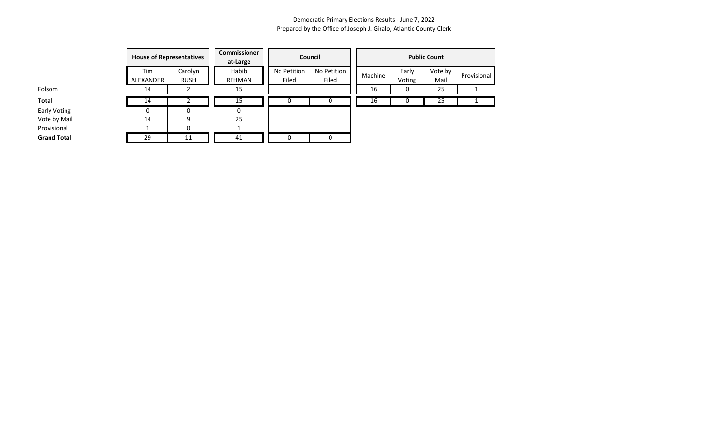Democratic Primary Elections Results - June 7, 2022
Prepared by the Office of Joseph J. Giralo, Atlantic County Clerk

| | House of Representatives | | Commissioner at-Large | Council | | Public Count | | | |
|---|---|---|---|---|---|---|---|---|---|
| | Tim ALEXANDER | Carolyn RUSH | Habib REHMAN | No Petition Filed | No Petition Filed | Machine | Early Voting | Vote by Mail | Provisional |
| Folsom | 14 | 2 | 15 | | | 16 | 0 | 25 | 1 |
| **Total** | 14 | 2 | 15 | 0 | 0 | 16 | 0 | 25 | 1 |
| Early Voting | 0 | 0 | 0 | | | | | | |
| Vote by Mail | 14 | 9 | 25 | | | | | | |
| Provisional | 1 | 0 | 1 | | | | | | |
| **Grand Total** | 29 | 11 | 41 | 0 | 0 | | | | |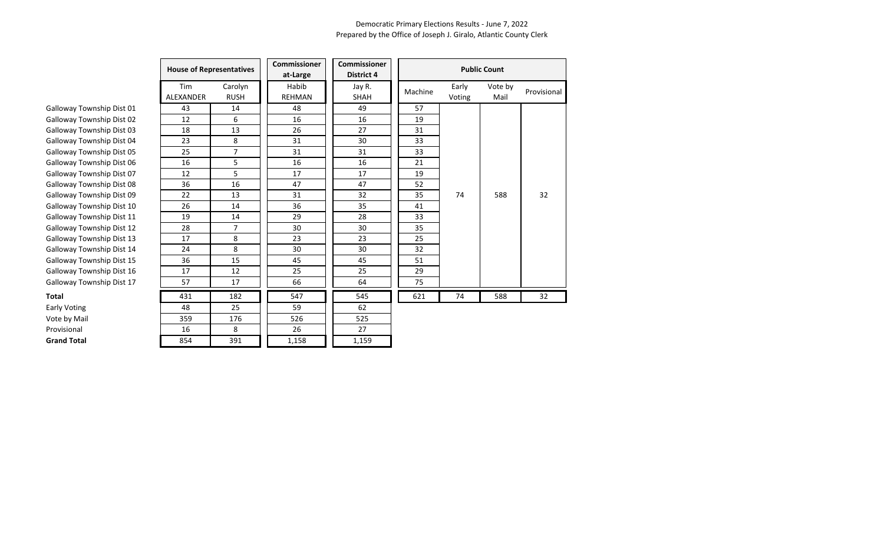Democratic Primary Elections Results - June 7, 2022
Prepared by the Office of Joseph J. Giralo, Atlantic County Clerk

| | House of Representatives | | Commissioner at-Large | Commissioner District 4 | Public Count | | | |
|---|---|---|---|---|---|---|---|---|
| | Tim ALEXANDER | Carolyn RUSH | Habib REHMAN | Jay R. SHAH | Machine | Early Voting | Vote by Mail | Provisional |
| Galloway Township Dist 01 | 43 | 14 | 48 | 49 | 57 | 74 | 588 | 32 |
| Galloway Township Dist 02 | 12 | 6 | 16 | 16 | 19 | | | |
| Galloway Township Dist 03 | 18 | 13 | 26 | 27 | 31 | | | |
| Galloway Township Dist 04 | 23 | 8 | 31 | 30 | 33 | | | |
| Galloway Township Dist 05 | 25 | 7 | 31 | 31 | 33 | | | |
| Galloway Township Dist 06 | 16 | 5 | 16 | 16 | 21 | | | |
| Galloway Township Dist 07 | 12 | 5 | 17 | 17 | 19 | | | |
| Galloway Township Dist 08 | 36 | 16 | 47 | 47 | 52 | | | |
| Galloway Township Dist 09 | 22 | 13 | 31 | 32 | 35 | | | |
| Galloway Township Dist 10 | 26 | 14 | 36 | 35 | 41 | | | |
| Galloway Township Dist 11 | 19 | 14 | 29 | 28 | 33 | | | |
| Galloway Township Dist 12 | 28 | 7 | 30 | 30 | 35 | | | |
| Galloway Township Dist 13 | 17 | 8 | 23 | 23 | 25 | | | |
| Galloway Township Dist 14 | 24 | 8 | 30 | 30 | 32 | | | |
| Galloway Township Dist 15 | 36 | 15 | 45 | 45 | 51 | | | |
| Galloway Township Dist 16 | 17 | 12 | 25 | 25 | 29 | | | |
| Galloway Township Dist 17 | 57 | 17 | 66 | 64 | 75 | | | |
| **Total** | 431 | 182 | 547 | 545 | 621 | 74 | 588 | 32 |
| Early Voting | 48 | 25 | 59 | 62 | | | | |
| Vote by Mail | 359 | 176 | 526 | 525 | | | | |
| Provisional | 16 | 8 | 26 | 27 | | | | |
| **Grand Total** | 854 | 391 | 1,158 | 1,159 | | | | |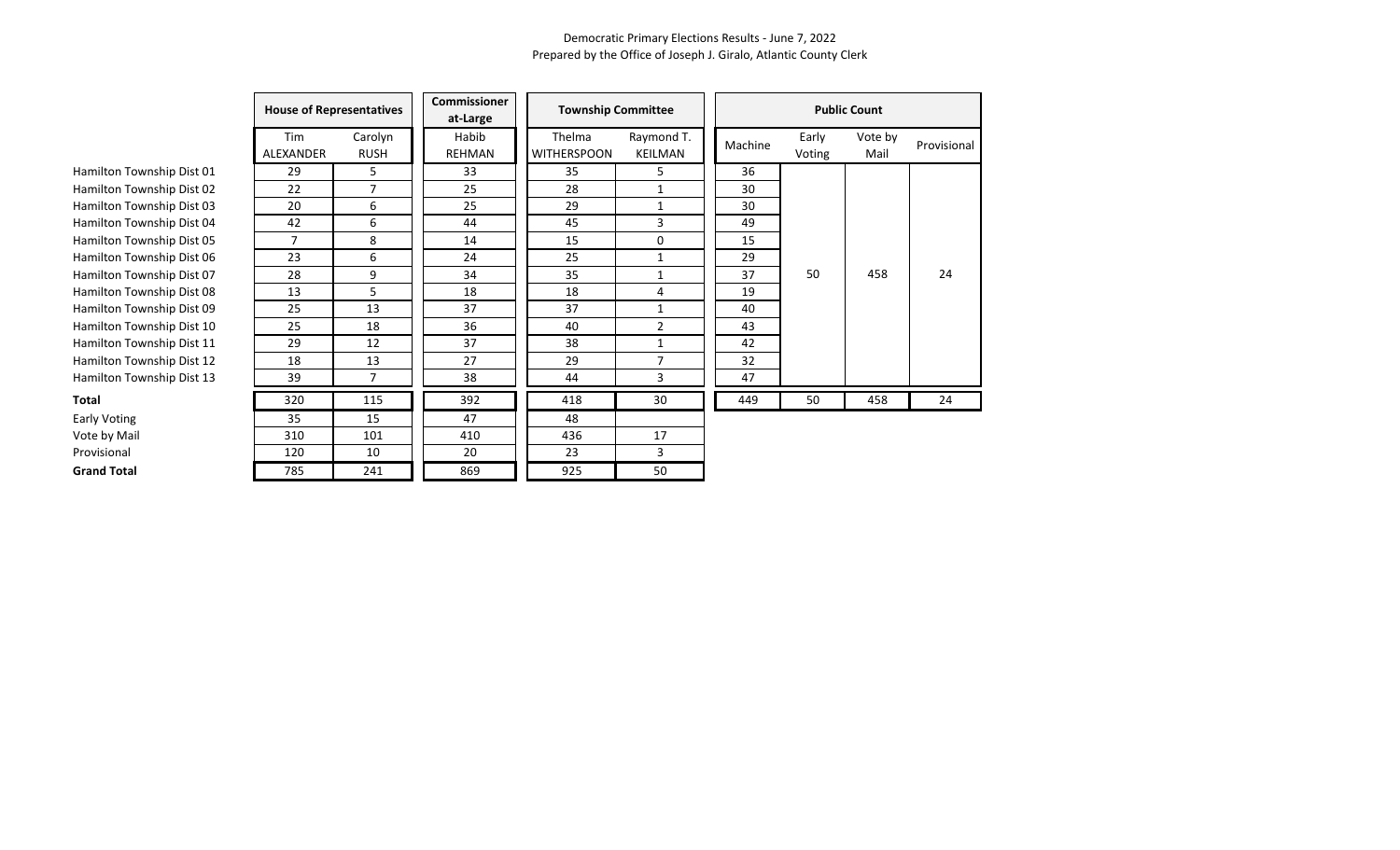Democratic Primary Elections Results - June 7, 2022
Prepared by the Office of Joseph J. Giralo, Atlantic County Clerk

| | House of Representatives | | Commissioner at-Large | Township Committee | | Public Count | | | |
|---|---|---|---|---|---|---|---|---|---|
| | Tim ALEXANDER | Carolyn RUSH | Habib REHMAN | Thelma WITHERSPOON | Raymond T. KEILMAN | Machine | Early Voting | Vote by Mail | Provisional |
| Hamilton Township Dist 01 | 29 | 5 | 33 | 35 | 5 | 36 | 50 | 458 | 24 |
| Hamilton Township Dist 02 | 22 | 7 | 25 | 28 | 1 | 30 | | | |
| Hamilton Township Dist 03 | 20 | 6 | 25 | 29 | 1 | 30 | | | |
| Hamilton Township Dist 04 | 42 | 6 | 44 | 45 | 3 | 49 | | | |
| Hamilton Township Dist 05 | 7 | 8 | 14 | 15 | 0 | 15 | | | |
| Hamilton Township Dist 06 | 23 | 6 | 24 | 25 | 1 | 29 | | | |
| Hamilton Township Dist 07 | 28 | 9 | 34 | 35 | 1 | 37 | | | |
| Hamilton Township Dist 08 | 13 | 5 | 18 | 18 | 4 | 19 | | | |
| Hamilton Township Dist 09 | 25 | 13 | 37 | 37 | 1 | 40 | | | |
| Hamilton Township Dist 10 | 25 | 18 | 36 | 40 | 2 | 43 | | | |
| Hamilton Township Dist 11 | 29 | 12 | 37 | 38 | 1 | 42 | | | |
| Hamilton Township Dist 12 | 18 | 13 | 27 | 29 | 7 | 32 | | | |
| Hamilton Township Dist 13 | 39 | 7 | 38 | 44 | 3 | 47 | | | |
| **Total** | 320 | 115 | 392 | 418 | 30 | 449 | 50 | 458 | 24 |
| Early Voting | 35 | 15 | 47 | 48 | | | | | |
| Vote by Mail | 310 | 101 | 410 | 436 | 17 | | | | |
| Provisional | 120 | 10 | 20 | 23 | 3 | | | | |
| **Grand Total** | 785 | 241 | 869 | 925 | 50 | | | | |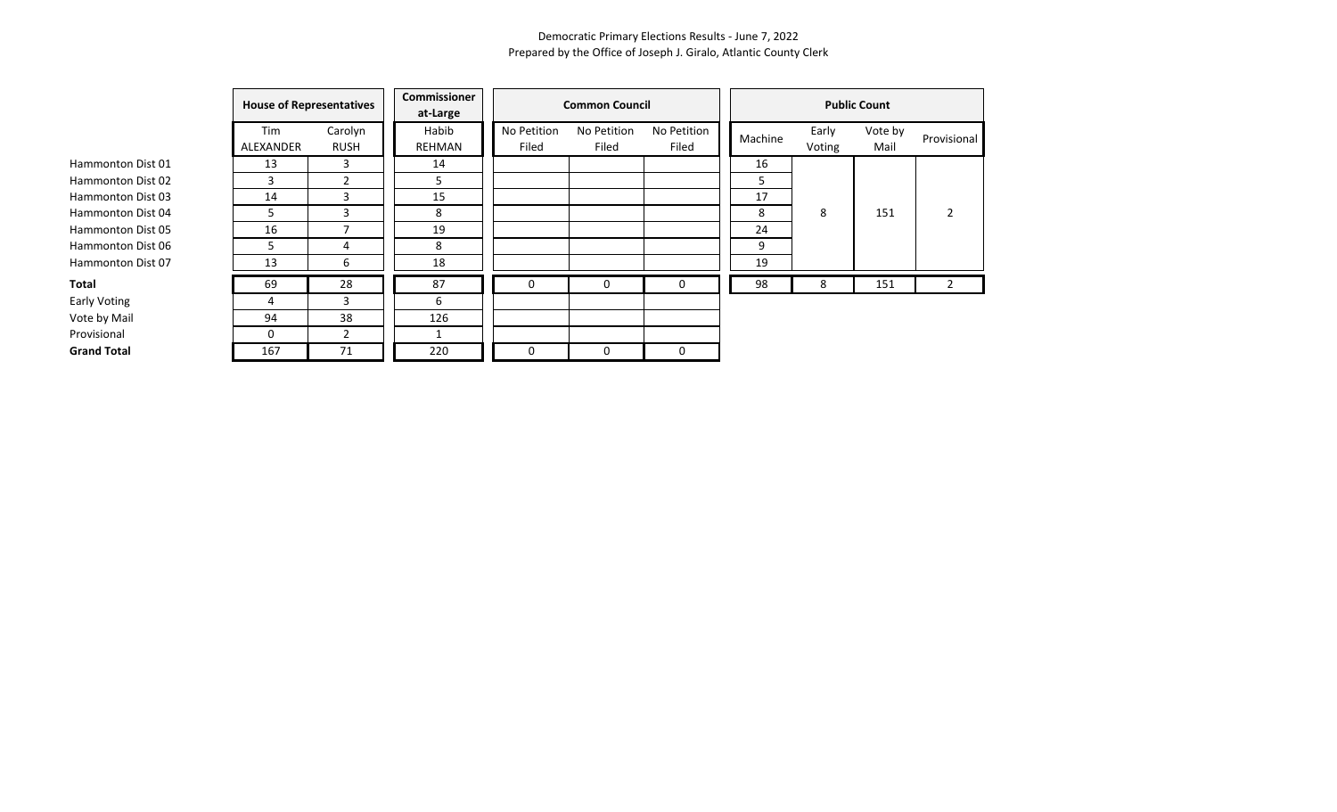Democratic Primary Elections Results - June 7, 2022
Prepared by the Office of Joseph J. Giralo, Atlantic County Clerk

| | House of Representatives | | Commissioner at-Large | Common Council | | | Public Count | | | |
|---|---|---|---|---|---|---|---|---|---|---|
| | Tim ALEXANDER | Carolyn RUSH | Habib REHMAN | No Petition Filed | No Petition Filed | No Petition Filed | Machine | Early Voting | Vote by Mail | Provisional |
| Hammonton Dist 01 | 13 | 3 | 14 | | | | 16 | 8 | 151 | 2 |
| Hammonton Dist 02 | 3 | 2 | 5 | | | | 5 | | | |
| Hammonton Dist 03 | 14 | 3 | 15 | | | | 17 | | | |
| Hammonton Dist 04 | 5 | 3 | 8 | | | | 8 | | | |
| Hammonton Dist 05 | 16 | 7 | 19 | | | | 24 | | | |
| Hammonton Dist 06 | 5 | 4 | 8 | | | | 9 | | | |
| Hammonton Dist 07 | 13 | 6 | 18 | | | | 19 | | | |
| **Total** | 69 | 28 | 87 | 0 | 0 | 0 | 98 | 8 | 151 | 2 |
| Early Voting | 4 | 3 | 6 | | | | | | | |
| Vote by Mail | 94 | 38 | 126 | | | | | | | |
| Provisional | 0 | 2 | 1 | | | | | | | |
| **Grand Total** | 167 | 71 | 220 | 0 | 0 | 0 | | | | |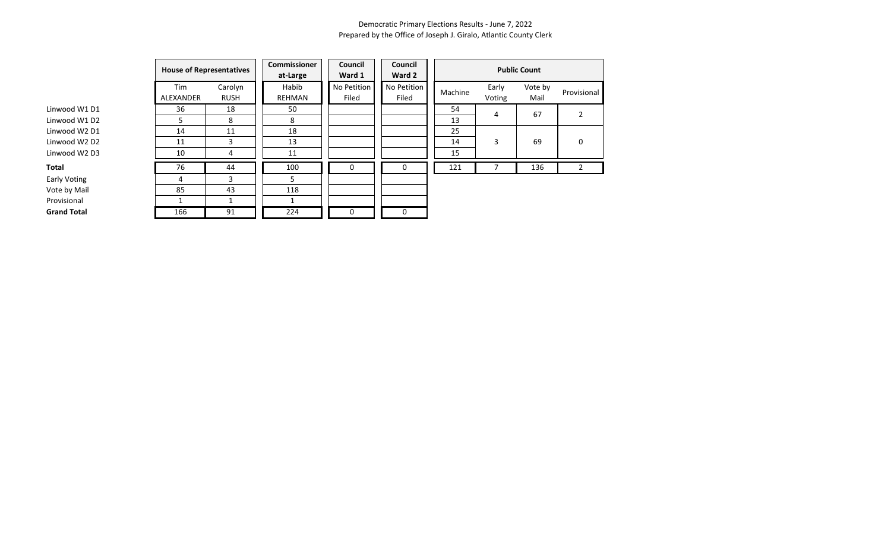Democratic Primary Elections Results - June 7, 2022
Prepared by the Office of Joseph J. Giralo, Atlantic County Clerk

| | House of Representatives | | Commissioner at-Large | Council Ward 1 | Council Ward 2 | Public Count | | | |
|---|---|---|---|---|---|---|---|---|---|
| | Tim ALEXANDER | Carolyn RUSH | Habib REHMAN | No Petition Filed | No Petition Filed | Machine | Early Voting | Vote by Mail | Provisional |
| Linwood W1 D1 | 36 | 18 | 50 | | | 54 | 4 | 67 | 2 |
| Linwood W1 D2 | 5 | 8 | 8 | | | 13 | | | |
| Linwood W2 D1 | 14 | 11 | 18 | | | 25 | 3 | 69 | 0 |
| Linwood W2 D2 | 11 | 3 | 13 | | | 14 | | | |
| Linwood W2 D3 | 10 | 4 | 11 | | | 15 | | | |
| **Total** | 76 | 44 | 100 | 0 | 0 | 121 | 7 | 136 | 2 |
| Early Voting | 4 | 3 | 5 | | | | | | |
| Vote by Mail | 85 | 43 | 118 | | | | | | |
| Provisional | 1 | 1 | 1 | | | | | | |
| **Grand Total** | 166 | 91 | 224 | 0 | 0 | | | | |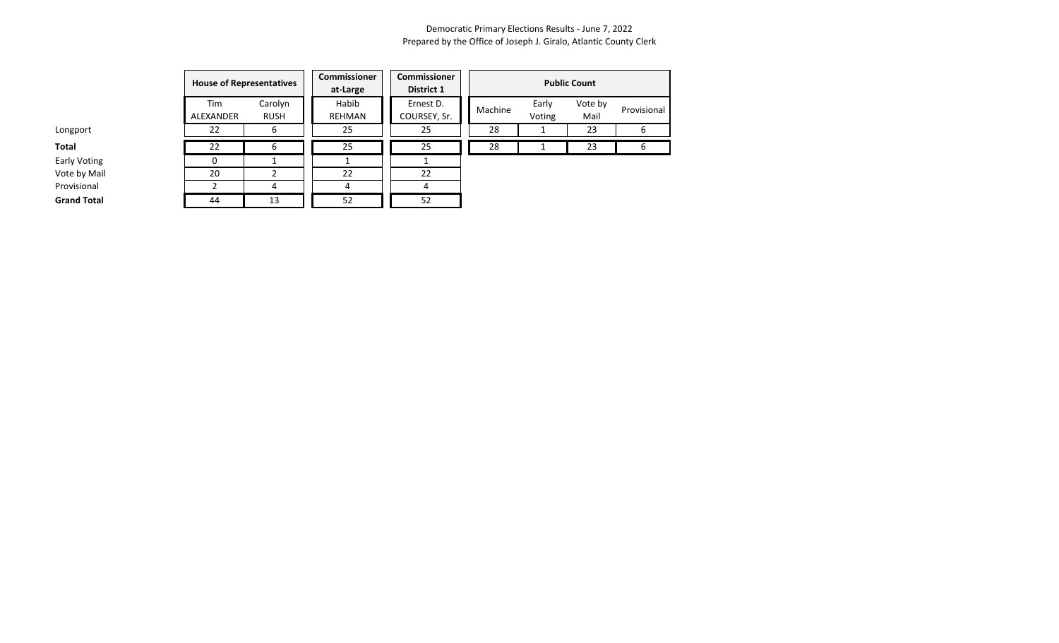Democratic Primary Elections Results - June 7, 2022
Prepared by the Office of Joseph J. Giralo, Atlantic County Clerk

| | House of Representatives | | Commissioner at-Large | Commissioner District 1 | Public Count | | | |
|---|---|---|---|---|---|---|---|---|
| | Tim ALEXANDER | Carolyn RUSH | Habib REHMAN | Ernest D. COURSEY, Sr. | Machine | Early Voting | Vote by Mail | Provisional |
| Longport | 22 | 6 | 25 | 25 | 28 | 1 | 23 | 6 |
| **Total** | 22 | 6 | 25 | 25 | 28 | 1 | 23 | 6 |
| Early Voting | 0 | 1 | 1 | 1 | | | | |
| Vote by Mail | 20 | 2 | 22 | 22 | | | | |
| Provisional | 2 | 4 | 4 | 4 | | | | |
| **Grand Total** | 44 | 13 | 52 | 52 | | | | |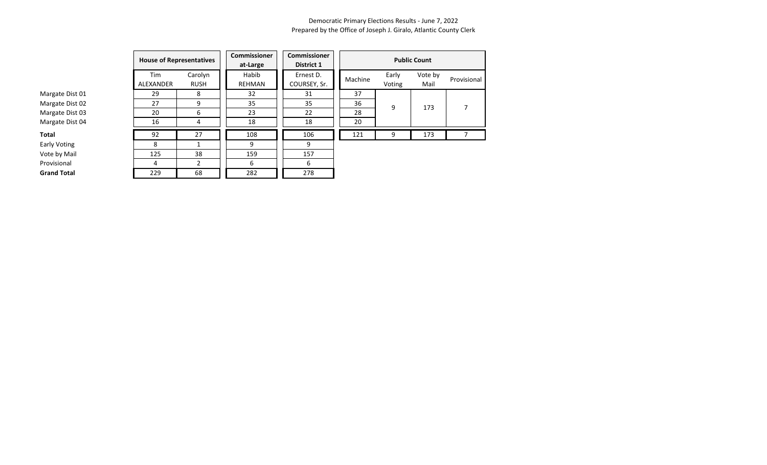Democratic Primary Elections Results - June 7, 2022
Prepared by the Office of Joseph J. Giralo, Atlantic County Clerk

| | House of Representatives | | Commissioner at-Large | Commissioner District 1 |
|---|---|---|---|---|
| | Tim ALEXANDER | Carolyn RUSH | Habib REHMAN | Ernest D. COURSEY, Sr. |
| Margate Dist 01 | 29 | 8 | 32 | 31 |
| Margate Dist 02 | 27 | 9 | 35 | 35 |
| Margate Dist 03 | 20 | 6 | 23 | 22 |
| Margate Dist 04 | 16 | 4 | 18 | 18 |
| **Total** | 92 | 27 | 108 | 106 |
| Early Voting | 8 | 1 | 9 | 9 |
| Vote by Mail | 125 | 38 | 159 | 157 |
| Provisional | 4 | 2 | 6 | 6 |
| **Grand Total** | 229 | 68 | 282 | 278 |

| | Public Count | | | |
|---|---|---|---|---|
| | Machine | Early Voting | Vote by Mail | Provisional |
| Margate Dist 01 | 37 | 9 | 173 | 7 |
| Margate Dist 02 | 36 | | | |
| Margate Dist 03 | 28 | | | |
| Margate Dist 04 | 20 | | | |
| **Total** | 121 | 9 | 173 | 7 |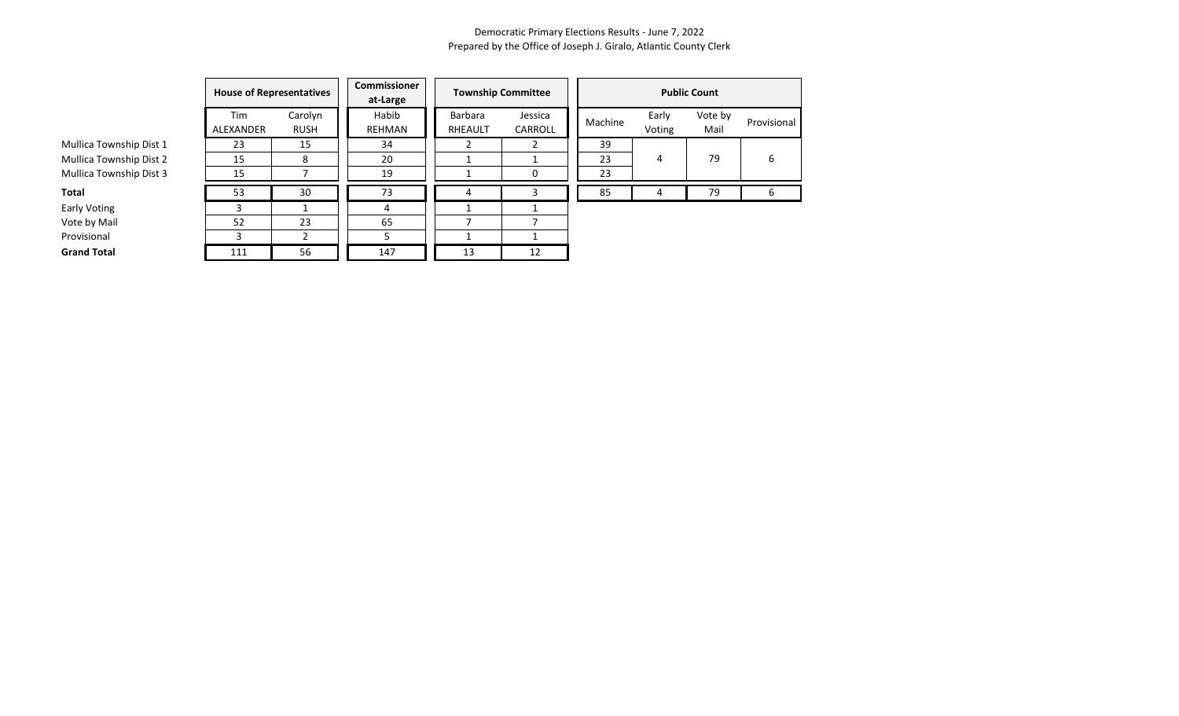Democratic Primary Elections Results - June 7, 2022
Prepared by the Office of Joseph J. Giralo, Atlantic County Clerk

| | House of Representatives | | Commissioner at-Large | Township Committee | |
|---|---|---|---|---|---|
| | Tim ALEXANDER | Carolyn RUSH | Habib REHMAN | Barbara RHEAULT | Jessica CARROLL |
| Mullica Township Dist 1 | 23 | 15 | 34 | 2 | 2 |
| Mullica Township Dist 2 | 15 | 8 | 20 | 1 | 1 |
| Mullica Township Dist 3 | 15 | 7 | 19 | 1 | 0 |
| **Total** | 53 | 30 | 73 | 4 | 3 |
| Early Voting | 3 | 1 | 4 | 1 | 1 |
| Vote by Mail | 52 | 23 | 65 | 7 | 7 |
| Provisional | 3 | 2 | 5 | 1 | 1 |
| **Grand Total** | 111 | 56 | 147 | 13 | 12 |

| | Public Count | | | |
|---|---|---|---|---|
| | Machine | Early Voting | Vote by Mail | Provisional |
| Mullica Township Dist 1 | 39 | 4 | 79 | 6 |
| Mullica Township Dist 2 | 23 | | | |
| Mullica Township Dist 3 | 23 | | | |
| **Total** | 85 | 4 | 79 | 6 |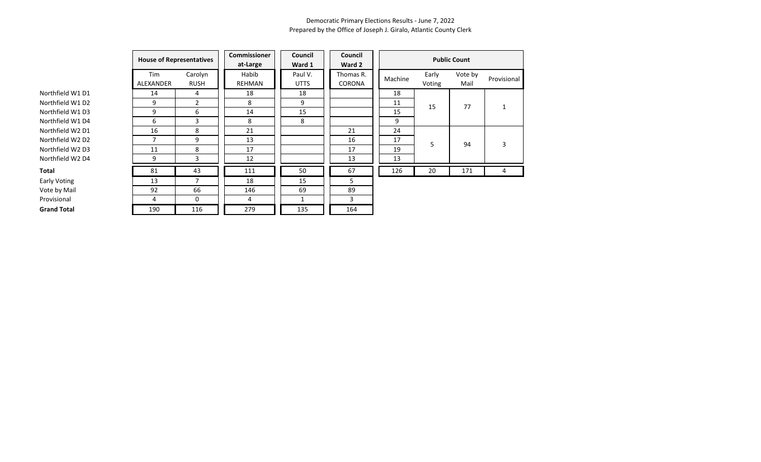Democratic Primary Elections Results - June 7, 2022
Prepared by the Office of Joseph J. Giralo, Atlantic County Clerk

| | House of Representatives | | Commissioner at-Large | Council Ward 1 | Council Ward 2 | Public Count | | | |
|---|---|---|---|---|---|---|---|---|---|
| | Tim ALEXANDER | Carolyn RUSH | Habib REHMAN | Paul V. UTTS | Thomas R. CORONA | Machine | Early Voting | Vote by Mail | Provisional |
| Northfield W1 D1 | 14 | 4 | 18 | 18 | | 18 | 15 | 77 | 1 |
| Northfield W1 D2 | 9 | 2 | 8 | 9 | | 11 | | | |
| Northfield W1 D3 | 9 | 6 | 14 | 15 | | 15 | | | |
| Northfield W1 D4 | 6 | 3 | 8 | 8 | | 9 | | | |
| Northfield W2 D1 | 16 | 8 | 21 | | 21 | 24 | 5 | 94 | 3 |
| Northfield W2 D2 | 7 | 9 | 13 | | 16 | 17 | | | |
| Northfield W2 D3 | 11 | 8 | 17 | | 17 | 19 | | | |
| Northfield W2 D4 | 9 | 3 | 12 | | 13 | 13 | | | |
| **Total** | 81 | 43 | 111 | 50 | 67 | 126 | 20 | 171 | 4 |
| Early Voting | 13 | 7 | 18 | 15 | 5 | | | | |
| Vote by Mail | 92 | 66 | 146 | 69 | 89 | | | | |
| Provisional | 4 | 0 | 4 | 1 | 3 | | | | |
| **Grand Total** | 190 | 116 | 279 | 135 | 164 | | | | |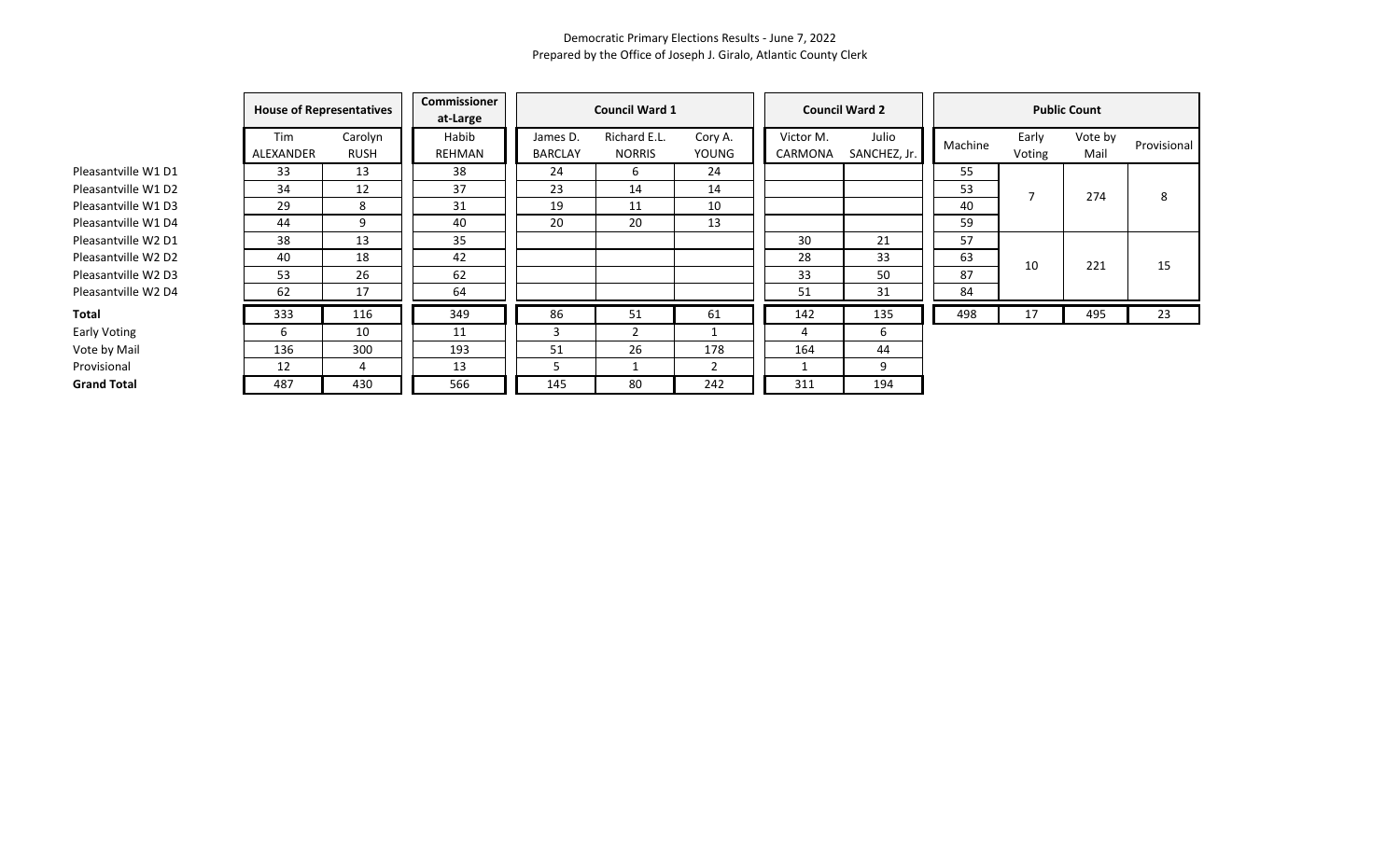Democratic Primary Elections Results - June 7, 2022
Prepared by the Office of Joseph J. Giralo, Atlantic County Clerk

| | House of Representatives | | Commissioner at-Large | Council Ward 1 | | | Council Ward 2 | | Public Count | | | |
|---|---|---|---|---|---|---|---|---|---|---|---|---|
| | Tim ALEXANDER | Carolyn RUSH | Habib REHMAN | James D. BARCLAY | Richard E.L. NORRIS | Cory A. YOUNG | Victor M. CARMONA | Julio SANCHEZ, Jr. | Machine | Early Voting | Vote by Mail | Provisional |
| Pleasantville W1 D1 | 33 | 13 | 38 | 24 | 6 | 24 | | | 55 | 7 | 274 | 8 |
| Pleasantville W1 D2 | 34 | 12 | 37 | 23 | 14 | 14 | | | 53 | | | |
| Pleasantville W1 D3 | 29 | 8 | 31 | 19 | 11 | 10 | | | 40 | | | |
| Pleasantville W1 D4 | 44 | 9 | 40 | 20 | 20 | 13 | | | 59 | | | |
| Pleasantville W2 D1 | 38 | 13 | 35 | | | | 30 | 21 | 57 | 10 | 221 | 15 |
| Pleasantville W2 D2 | 40 | 18 | 42 | | | | 28 | 33 | 63 | | | |
| Pleasantville W2 D3 | 53 | 26 | 62 | | | | 33 | 50 | 87 | | | |
| Pleasantville W2 D4 | 62 | 17 | 64 | | | | 51 | 31 | 84 | | | |
| **Total** | 333 | 116 | 349 | 86 | 51 | 61 | 142 | 135 | 498 | 17 | 495 | 23 |
| Early Voting | 6 | 10 | 11 | 3 | 2 | 1 | 4 | 6 | | | | |
| Vote by Mail | 136 | 300 | 193 | 51 | 26 | 178 | 164 | 44 | | | | |
| Provisional | 12 | 4 | 13 | 5 | 1 | 2 | 1 | 9 | | | | |
| **Grand Total** | 487 | 430 | 566 | 145 | 80 | 242 | 311 | 194 | | | | |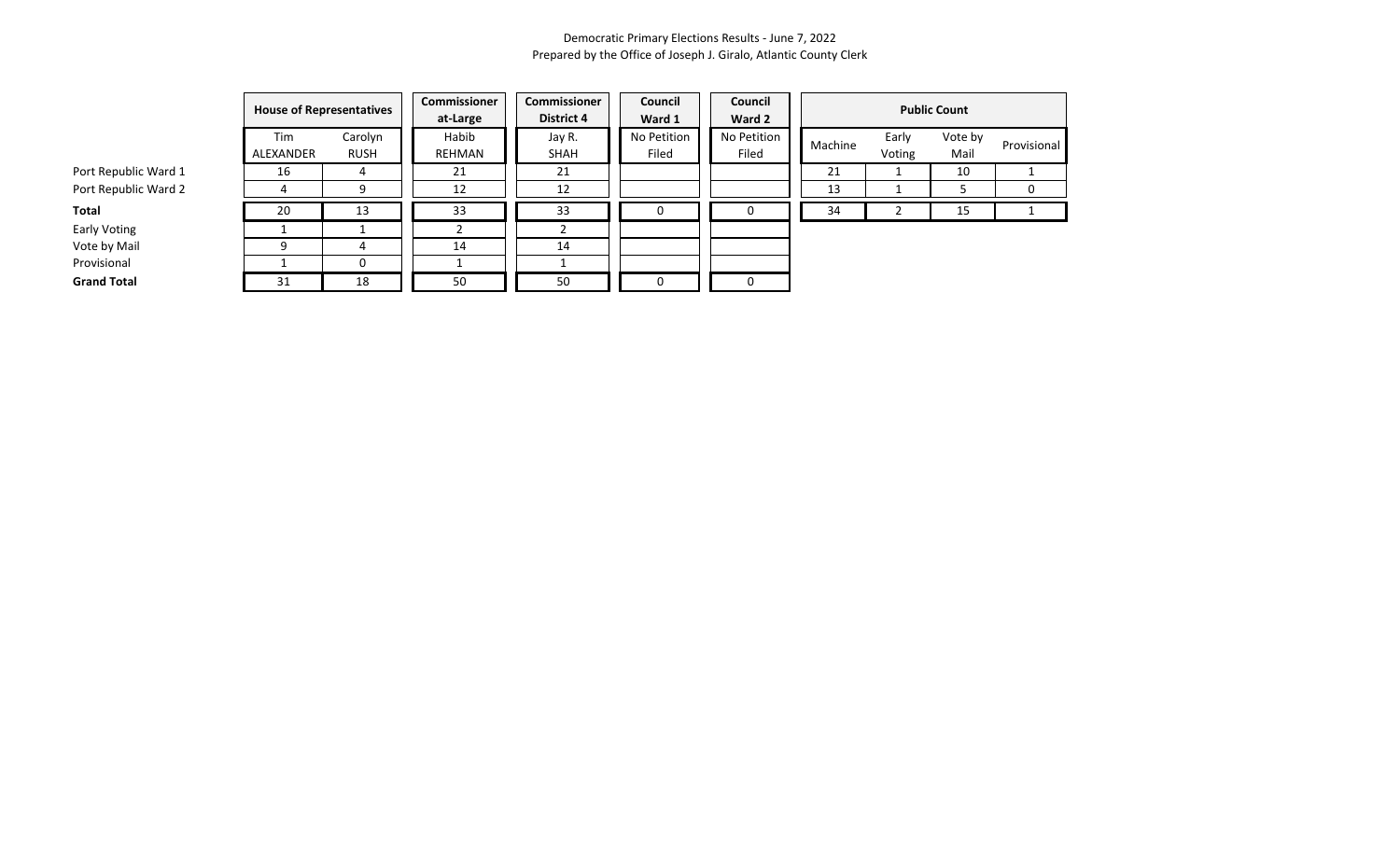Democratic Primary Elections Results - June 7, 2022
Prepared by the Office of Joseph J. Giralo, Atlantic County Clerk

| | House of Representatives | | Commissioner at-Large | Commissioner District 4 | Council Ward 1 | Council Ward 2 |
|---|---|---|---|---|---|---|
| | Tim ALEXANDER | Carolyn RUSH | Habib REHMAN | Jay R. SHAH | No Petition Filed | No Petition Filed |
| Port Republic Ward 1 | 16 | 4 | 21 | 21 | | |
| Port Republic Ward 2 | 4 | 9 | 12 | 12 | | |
| **Total** | 20 | 13 | 33 | 33 | 0 | 0 |
| Early Voting | 1 | 1 | 2 | 2 | | |
| Vote by Mail | 9 | 4 | 14 | 14 | | |
| Provisional | 1 | 0 | 1 | 1 | | |
| **Grand Total** | 31 | 18 | 50 | 50 | 0 | 0 |

| | Public Count | | | |
|---|---|---|---|---|
| | Machine | Early Voting | Vote by Mail | Provisional |
| Port Republic Ward 1 | 21 | 1 | 10 | 1 |
| Port Republic Ward 2 | 13 | 1 | 5 | 0 |
| **Total** | 34 | 2 | 15 | 1 |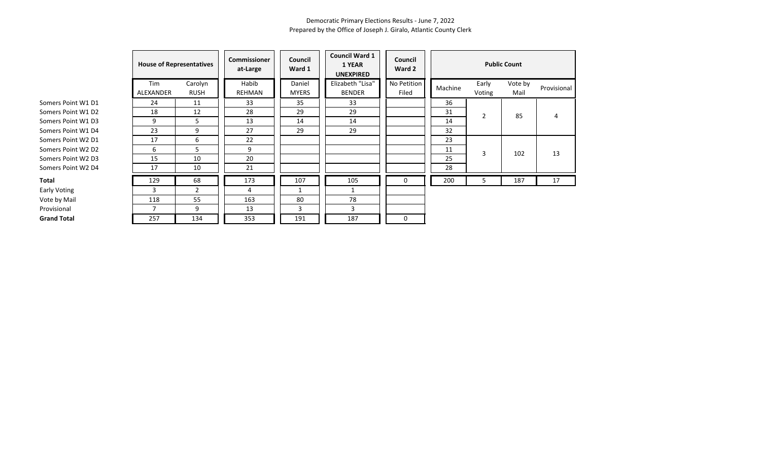Democratic Primary Elections Results - June 7, 2022
Prepared by the Office of Joseph J. Giralo, Atlantic County Clerk

| | House of Representatives | | Commissioner at-Large | Council Ward 1 | Council Ward 1 1 YEAR UNEXPIRED | Council Ward 2 | Public Count | | | |
|---|---|---|---|---|---|---|---|---|---|---|
| | Tim ALEXANDER | Carolyn RUSH | Habib REHMAN | Daniel MYERS | Elizabeth "Lisa" BENDER | No Petition Filed | Machine | Early Voting | Vote by Mail | Provisional |
| Somers Point W1 D1 | 24 | 11 | 33 | 35 | 33 | | 36 | 2 | 85 | 4 |
| Somers Point W1 D2 | 18 | 12 | 28 | 29 | 29 | | 31 | | | |
| Somers Point W1 D3 | 9 | 5 | 13 | 14 | 14 | | 14 | | | |
| Somers Point W1 D4 | 23 | 9 | 27 | 29 | 29 | | 32 | | | |
| Somers Point W2 D1 | 17 | 6 | 22 | | | | 23 | 3 | 102 | 13 |
| Somers Point W2 D2 | 6 | 5 | 9 | | | | 11 | | | |
| Somers Point W2 D3 | 15 | 10 | 20 | | | | 25 | | | |
| Somers Point W2 D4 | 17 | 10 | 21 | | | | 28 | | | |
| **Total** | 129 | 68 | 173 | 107 | 105 | 0 | 200 | 5 | 187 | 17 |
| Early Voting | 3 | 2 | 4 | 1 | 1 | | | | | |
| Vote by Mail | 118 | 55 | 163 | 80 | 78 | | | | | |
| Provisional | 7 | 9 | 13 | 3 | 3 | | | | | |
| **Grand Total** | 257 | 134 | 353 | 191 | 187 | 0 | | | | |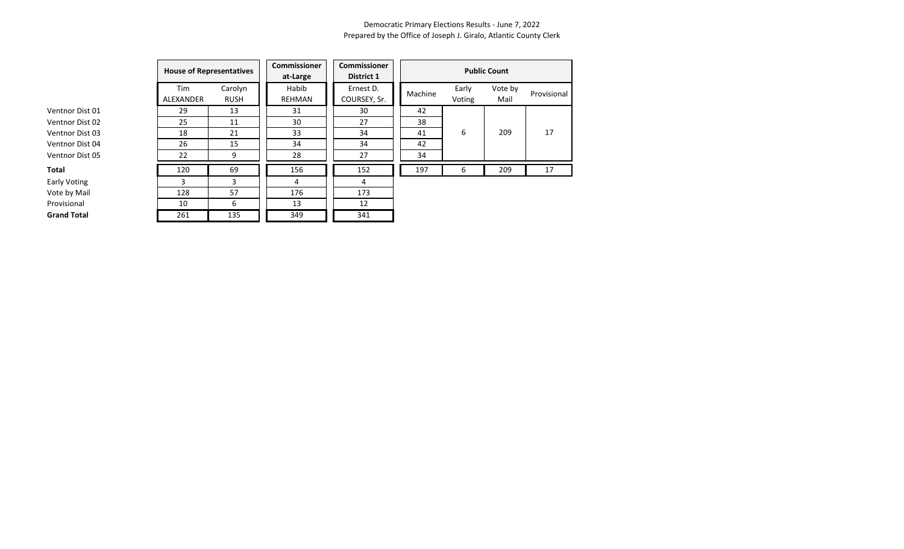Democratic Primary Elections Results - June 7, 2022
Prepared by the Office of Joseph J. Giralo, Atlantic County Clerk

| | House of Representatives | | Commissioner at-Large | Commissioner District 1 | Public Count | | | |
|---|---|---|---|---|---|---|---|---|
| | Tim ALEXANDER | Carolyn RUSH | Habib REHMAN | Ernest D. COURSEY, Sr. | Machine | Early Voting | Vote by Mail | Provisional |
| Ventnor Dist 01 | 29 | 13 | 31 | 30 | 42 | 6 | 209 | 17 |
| Ventnor Dist 02 | 25 | 11 | 30 | 27 | 38 | | | |
| Ventnor Dist 03 | 18 | 21 | 33 | 34 | 41 | | | |
| Ventnor Dist 04 | 26 | 15 | 34 | 34 | 42 | | | |
| Ventnor Dist 05 | 22 | 9 | 28 | 27 | 34 | | | |
| **Total** | 120 | 69 | 156 | 152 | 197 | 6 | 209 | 17 |
| Early Voting | 3 | 3 | 4 | 4 | | | | |
| Vote by Mail | 128 | 57 | 176 | 173 | | | | |
| Provisional | 10 | 6 | 13 | 12 | | | | |
| **Grand Total** | 261 | 135 | 349 | 341 | | | | |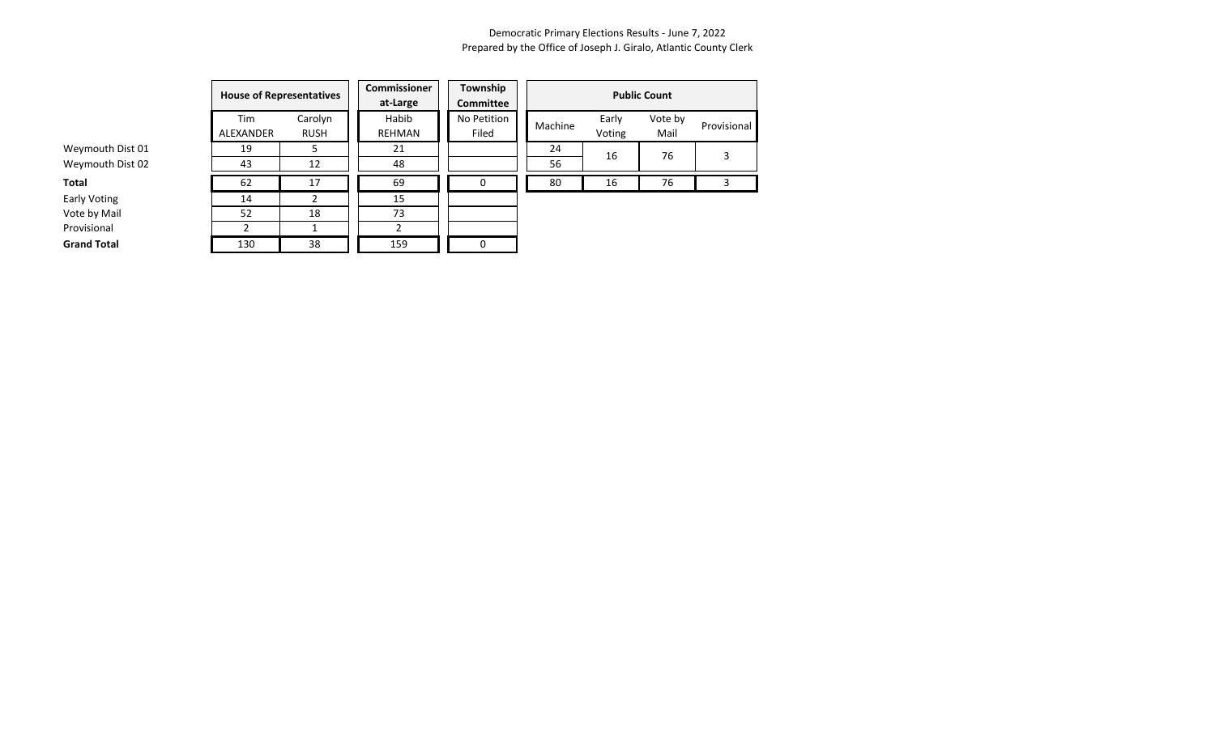Democratic Primary Elections Results - June 7, 2022
Prepared by the Office of Joseph J. Giralo, Atlantic County Clerk

| | House of Representatives | | Commissioner at-Large | Township Committee | Public Count | | | |
|---|---|---|---|---|---|---|---|---|
| | Tim ALEXANDER | Carolyn RUSH | Habib REHMAN | No Petition Filed | Machine | Early Voting | Vote by Mail | Provisional |
| Weymouth Dist 01 | 19 | 5 | 21 | | 24 | 16 | 76 | 3 |
| Weymouth Dist 02 | 43 | 12 | 48 | | 56 | | | |
| **Total** | 62 | 17 | 69 | 0 | 80 | 16 | 76 | 3 |
| Early Voting | 14 | 2 | 15 | | | | | |
| Vote by Mail | 52 | 18 | 73 | | | | | |
| Provisional | 2 | 1 | 2 | | | | | |
| **Grand Total** | 130 | 38 | 159 | 0 | | | | |